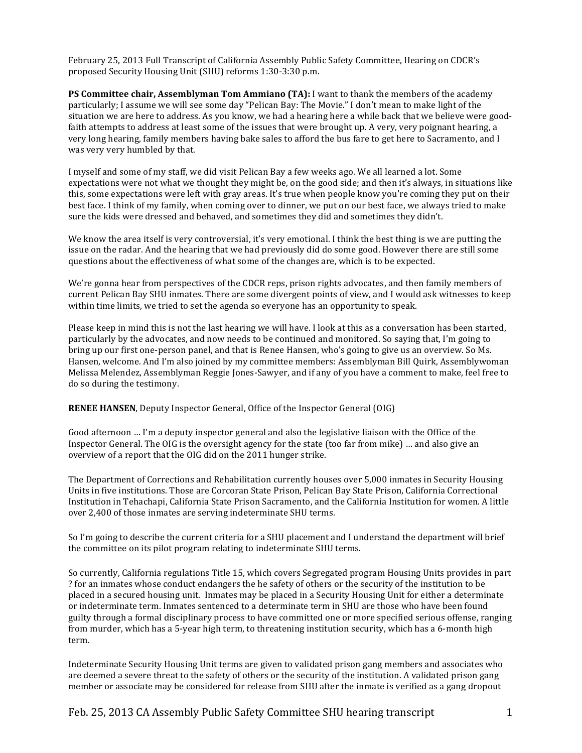February 25, 2013 Full Transcript of California Assembly Public Safety Committee, Hearing on CDCR's proposed Security Housing Unit (SHU) reforms 1:30-3:30 p.m.

**PS Committee chair, Assemblyman Tom Ammiano (TA):** I want to thank the members of the academy particularly; I assume we will see some day "Pelican Bay: The Movie." I don't mean to make light of the situation we are here to address. As you know, we had a hearing here a while back that we believe were good-faith attempts to address at least some of the issues that were brought up. A very, very poignant hearing, a very long hearing, family members having bake sales to afford the bus fare to get here to Sacramento, and I was very very humbled by that.

I myself and some of my staff, we did visit Pelican Bay a few weeks ago. We all learned a lot. Some expectations were not what we thought they might be, on the good side; and then it's always, in situations like this, some expectations were left with gray areas. It's true when people know you're coming they put on their best face. I think of my family, when coming over to dinner, we put on our best face, we always tried to make sure the kids were dressed and behaved, and sometimes they did and sometimes they didn't.

We know the area itself is very controversial, it's very emotional. I think the best thing is we are putting the issue on the radar. And the hearing that we had previously did do some good. However there are still some questions about the effectiveness of what some of the changes are, which is to be expected.

We're gonna hear from perspectives of the CDCR reps, prison rights advocates, and then family members of current Pelican Bay SHU inmates. There are some divergent points of view, and I would ask witnesses to keep within time limits, we tried to set the agenda so everyone has an opportunity to speak.

Please keep in mind this is not the last hearing we will have. I look at this as a conversation has been started, particularly by the advocates, and now needs to be continued and monitored. So saying that, I'm going to bring up our first one-person panel, and that is Renee Hansen, who's going to give us an overview. So Ms. Hansen, welcome. And I'm also joined by my committee members: Assemblyman Bill Quirk, Assemblywoman Melissa Melendez, Assemblyman Reggie Jones-Sawyer, and if any of you have a comment to make, feel free to do so during the testimony.

**RENEE HANSEN**, Deputy Inspector General, Office of the Inspector General (OIG)

Good afternoon … I'm a deputy inspector general and also the legislative liaison with the Office of the Inspector General. The OIG is the oversight agency for the state (too far from mike) … and also give an overview of a report that the OIG did on the 2011 hunger strike.

The Department of Corrections and Rehabilitation currently houses over 5,000 inmates in Security Housing Units in five institutions. Those are Corcoran State Prison, Pelican Bay State Prison, California Correctional Institution in Tehachapi, California State Prison Sacramento, and the California Institution for women. A little over 2,400 of those inmates are serving indeterminate SHU terms.

So I'm going to describe the current criteria for a SHU placement and I understand the department will brief the committee on its pilot program relating to indeterminate SHU terms.

So currently, California regulations Title 15, which covers Segregated program Housing Units provides in part ? for an inmates whose conduct endangers the he safety of others or the security of the institution to be placed in a secured housing unit. Inmates may be placed in a Security Housing Unit for either a determinate or indeterminate term. Inmates sentenced to a determinate term in SHU are those who have been found guilty through a formal disciplinary process to have committed one or more specified serious offense, ranging from murder, which has a 5-year high term, to threatening institution security, which has a 6-month high term.

Indeterminate Security Housing Unit terms are given to validated prison gang members and associates who are deemed a severe threat to the safety of others or the security of the institution. A validated prison gang member or associate may be considered for release from SHU after the inmate is verified as a gang dropout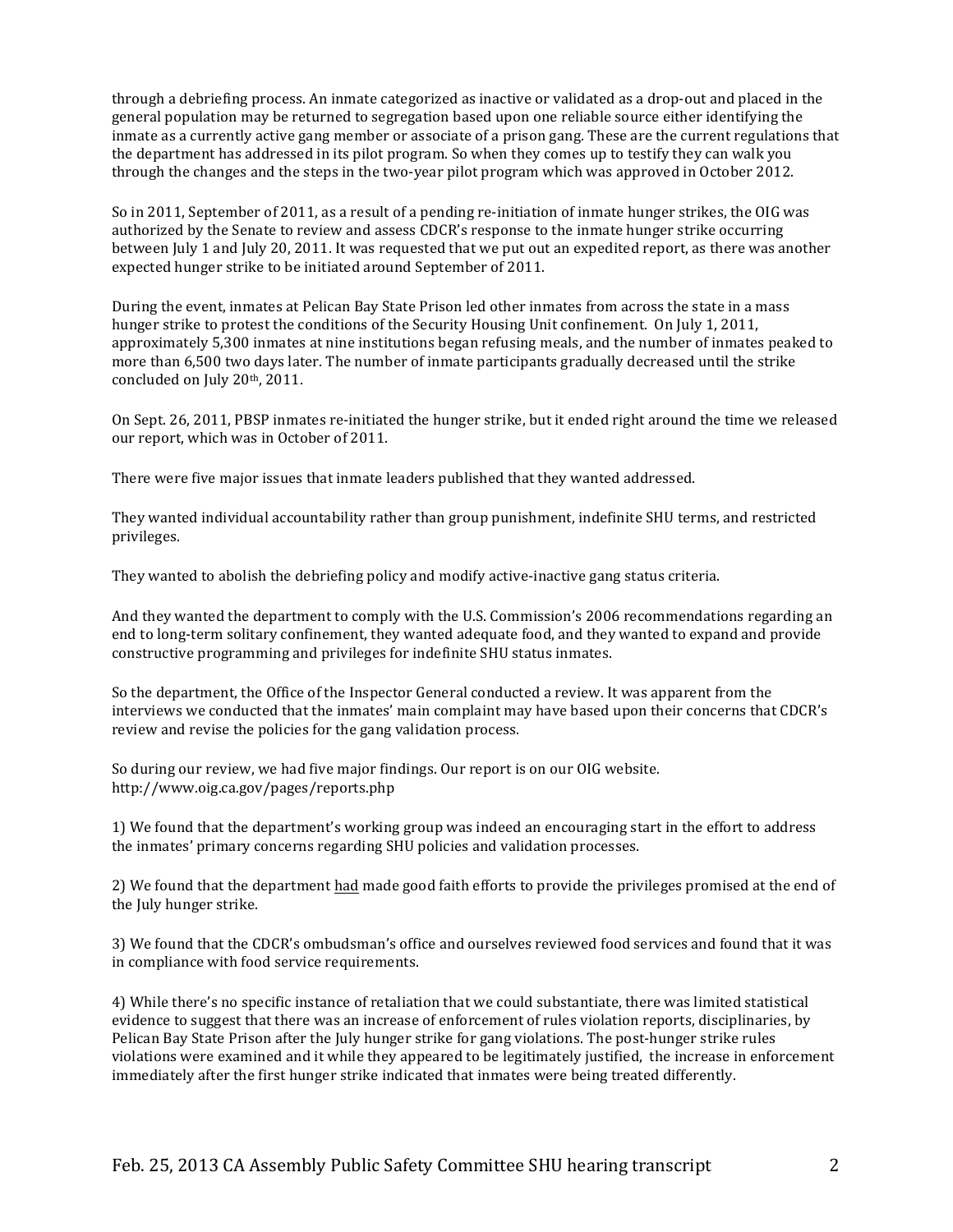through a debriefing process. An inmate categorized as inactive or validated as a drop-out and placed in the general population may be returned to segregation based upon one reliable source either identifying the inmate as a currently active gang member or associate of a prison gang. These are the current regulations that the department has addressed in its pilot program. So when they comes up to testify they can walk you through the changes and the steps in the two-year pilot program which was approved in October 2012.

So in 2011, September of 2011, as a result of a pending re-initiation of inmate hunger strikes, the OIG was authorized by the Senate to review and assess CDCR's response to the inmate hunger strike occurring between July 1 and July 20, 2011. It was requested that we put out an expedited report, as there was another expected hunger strike to be initiated around September of 2011.

During the event, inmates at Pelican Bay State Prison led other inmates from across the state in a mass hunger strike to protest the conditions of the Security Housing Unit confinement. On July 1, 2011, approximately 5,300 inmates at nine institutions began refusing meals, and the number of inmates peaked to more than 6,500 two days later. The number of inmate participants gradually decreased until the strike concluded on July 20th, 2011.

On Sept. 26, 2011, PBSP inmates re-initiated the hunger strike, but it ended right around the time we released our report, which was in October of 2011.

There were five major issues that inmate leaders published that they wanted addressed.

They wanted individual accountability rather than group punishment, indefinite SHU terms, and restricted privileges.

They wanted to abolish the debriefing policy and modify active-inactive gang status criteria.

And they wanted the department to comply with the U.S. Commission's 2006 recommendations regarding an end to long-term solitary confinement, they wanted adequate food, and they wanted to expand and provide constructive programming and privileges for indefinite SHU status inmates.

So the department, the Office of the Inspector General conducted a review. It was apparent from the interviews we conducted that the inmates' main complaint may have based upon their concerns that CDCR's review and revise the policies for the gang validation process.

So during our review, we had five major findings. Our report is on our OIG website. http://www.oig.ca.gov/pages/reports.php

1) We found that the department's working group was indeed an encouraging start in the effort to address the inmates' primary concerns regarding SHU policies and validation processes.

2) We found that the department <u>had</u> made good faith efforts to provide the privileges promised at the end of the July hunger strike.

3) We found that the CDCR's ombudsman's office and ourselves reviewed food services and found that it was in compliance with food service requirements.

4) While there's no specific instance of retaliation that we could substantiate, there was limited statistical evidence to suggest that there was an increase of enforcement of rules violation reports, disciplinaries, by Pelican Bay State Prison after the July hunger strike for gang violations. The post-hunger strike rules violations were examined and it while they appeared to be legitimately justified, the increase in enforcement immediately after the first hunger strike indicated that inmates were being treated differently.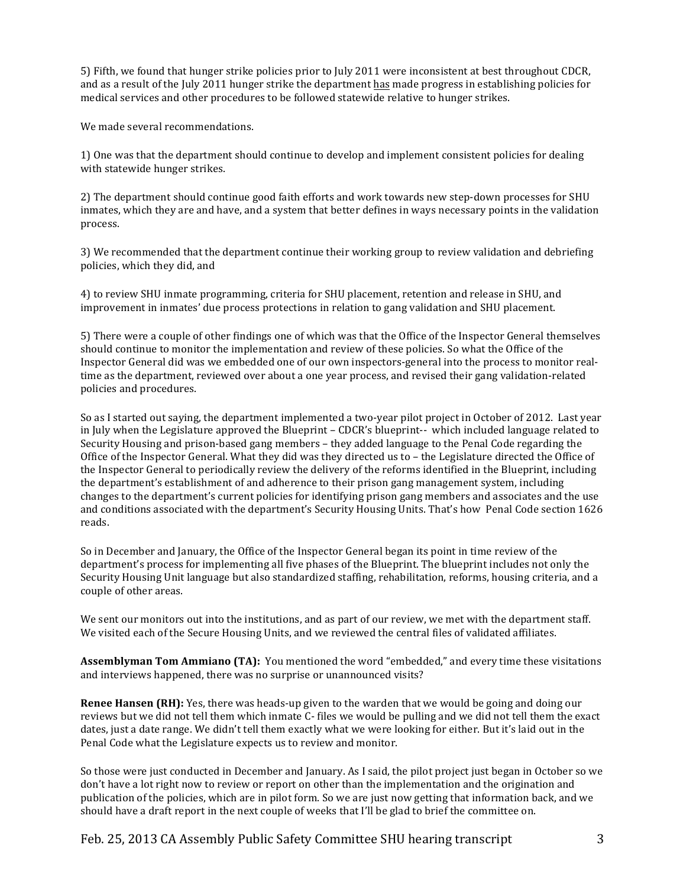5) Fifth, we found that hunger strike policies prior to July 2011 were inconsistent at best throughout CDCR, and as a result of the July 2011 hunger strike the department has made progress in establishing policies for medical services and other procedures to be followed statewide relative to hunger strikes.

We made several recommendations.

1) One was that the department should continue to develop and implement consistent policies for dealing with statewide hunger strikes.

2) The department should continue good faith efforts and work towards new step-down processes for SHU inmates, which they are and have, and a system that better defines in ways necessary points in the validation process.

3) We recommended that the department continue their working group to review validation and debriefing policies, which they did, and

4) to review SHU inmate programming, criteria for SHU placement, retention and release in SHU, and improvement in inmates' due process protections in relation to gang validation and SHU placement.

5) There were a couple of other findings one of which was that the Office of the Inspector General themselves should continue to monitor the implementation and review of these policies. So what the Office of the Inspector General did was we embedded one of our own inspectors-general into the process to monitor real-time as the department, reviewed over about a one year process, and revised their gang validation-related policies and procedures.

So as I started out saying, the department implemented a two-year pilot project in October of 2012. Last year in July when the Legislature approved the Blueprint – CDCR's blueprint-- which included language related to Security Housing and prison-based gang members – they added language to the Penal Code regarding the Office of the Inspector General. What they did was they directed us to – the Legislature directed the Office of the Inspector General to periodically review the delivery of the reforms identified in the Blueprint, including the department's establishment of and adherence to their prison gang management system, including changes to the department's current policies for identifying prison gang members and associates and the use and conditions associated with the department's Security Housing Units. That's how Penal Code section 1626 reads.

So in December and January, the Office of the Inspector General began its point in time review of the department's process for implementing all five phases of the Blueprint. The blueprint includes not only the Security Housing Unit language but also standardized staffing, rehabilitation, reforms, housing criteria, and a couple of other areas.

We sent our monitors out into the institutions, and as part of our review, we met with the department staff. We visited each of the Secure Housing Units, and we reviewed the central files of validated affiliates.

**Assemblyman Tom Ammiano (TA):** You mentioned the word "embedded," and every time these visitations and interviews happened, there was no surprise or unannounced visits?

**Renee Hansen (RH):** Yes, there was heads-up given to the warden that we would be going and doing our reviews but we did not tell them which inmate C- files we would be pulling and we did not tell them the exact dates, just a date range. We didn't tell them exactly what we were looking for either. But it's laid out in the Penal Code what the Legislature expects us to review and monitor.

So those were just conducted in December and January. As I said, the pilot project just began in October so we don't have a lot right now to review or report on other than the implementation and the origination and publication of the policies, which are in pilot form. So we are just now getting that information back, and we should have a draft report in the next couple of weeks that I'll be glad to brief the committee on.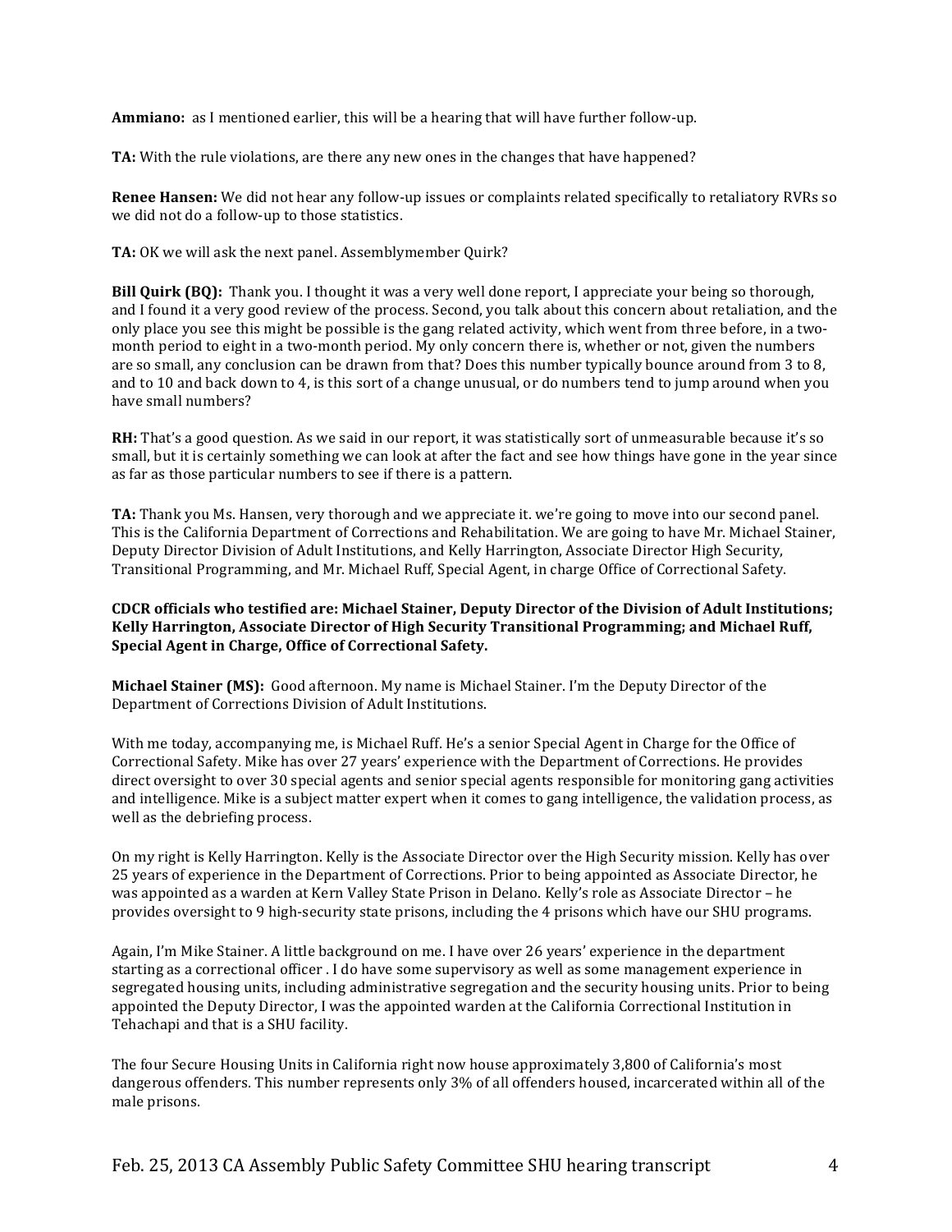**Ammiano:** as I mentioned earlier, this will be a hearing that will have further follow-up.

**TA:** With the rule violations, are there any new ones in the changes that have happened?

**Renee Hansen:** We did not hear any follow-up issues or complaints related specifically to retaliatory RVRs so we did not do a follow-up to those statistics.

**TA:** OK we will ask the next panel. Assemblymember Quirk?

**Bill Quirk (BQ):** Thank you. I thought it was a very well done report, I appreciate your being so thorough, and I found it a very good review of the process. Second, you talk about this concern about retaliation, and the only place you see this might be possible is the gang related activity, which went from three before, in a two-month period to eight in a two-month period. My only concern there is, whether or not, given the numbers are so small, any conclusion can be drawn from that? Does this number typically bounce around from 3 to 8, and to 10 and back down to 4, is this sort of a change unusual, or do numbers tend to jump around when you have small numbers?

**RH:** That's a good question. As we said in our report, it was statistically sort of unmeasurable because it's so small, but it is certainly something we can look at after the fact and see how things have gone in the year since as far as those particular numbers to see if there is a pattern.

**TA:** Thank you Ms. Hansen, very thorough and we appreciate it. we're going to move into our second panel. This is the California Department of Corrections and Rehabilitation. We are going to have Mr. Michael Stainer, Deputy Director Division of Adult Institutions, and Kelly Harrington, Associate Director High Security, Transitional Programming, and Mr. Michael Ruff, Special Agent, in charge Office of Correctional Safety.

**CDCR officials who testified are: Michael Stainer, Deputy Director of the Division of Adult Institutions; Kelly Harrington, Associate Director of High Security Transitional Programming; and Michael Ruff, Special Agent in Charge, Office of Correctional Safety.**

**Michael Stainer (MS):** Good afternoon. My name is Michael Stainer. I'm the Deputy Director of the Department of Corrections Division of Adult Institutions.

With me today, accompanying me, is Michael Ruff. He's a senior Special Agent in Charge for the Office of Correctional Safety. Mike has over 27 years' experience with the Department of Corrections. He provides direct oversight to over 30 special agents and senior special agents responsible for monitoring gang activities and intelligence. Mike is a subject matter expert when it comes to gang intelligence, the validation process, as well as the debriefing process.

On my right is Kelly Harrington. Kelly is the Associate Director over the High Security mission. Kelly has over 25 years of experience in the Department of Corrections. Prior to being appointed as Associate Director, he was appointed as a warden at Kern Valley State Prison in Delano. Kelly's role as Associate Director – he provides oversight to 9 high-security state prisons, including the 4 prisons which have our SHU programs.

Again, I'm Mike Stainer. A little background on me. I have over 26 years' experience in the department starting as a correctional officer . I do have some supervisory as well as some management experience in segregated housing units, including administrative segregation and the security housing units. Prior to being appointed the Deputy Director, I was the appointed warden at the California Correctional Institution in Tehachapi and that is a SHU facility.

The four Secure Housing Units in California right now house approximately 3,800 of California's most dangerous offenders. This number represents only 3% of all offenders housed, incarcerated within all of the male prisons.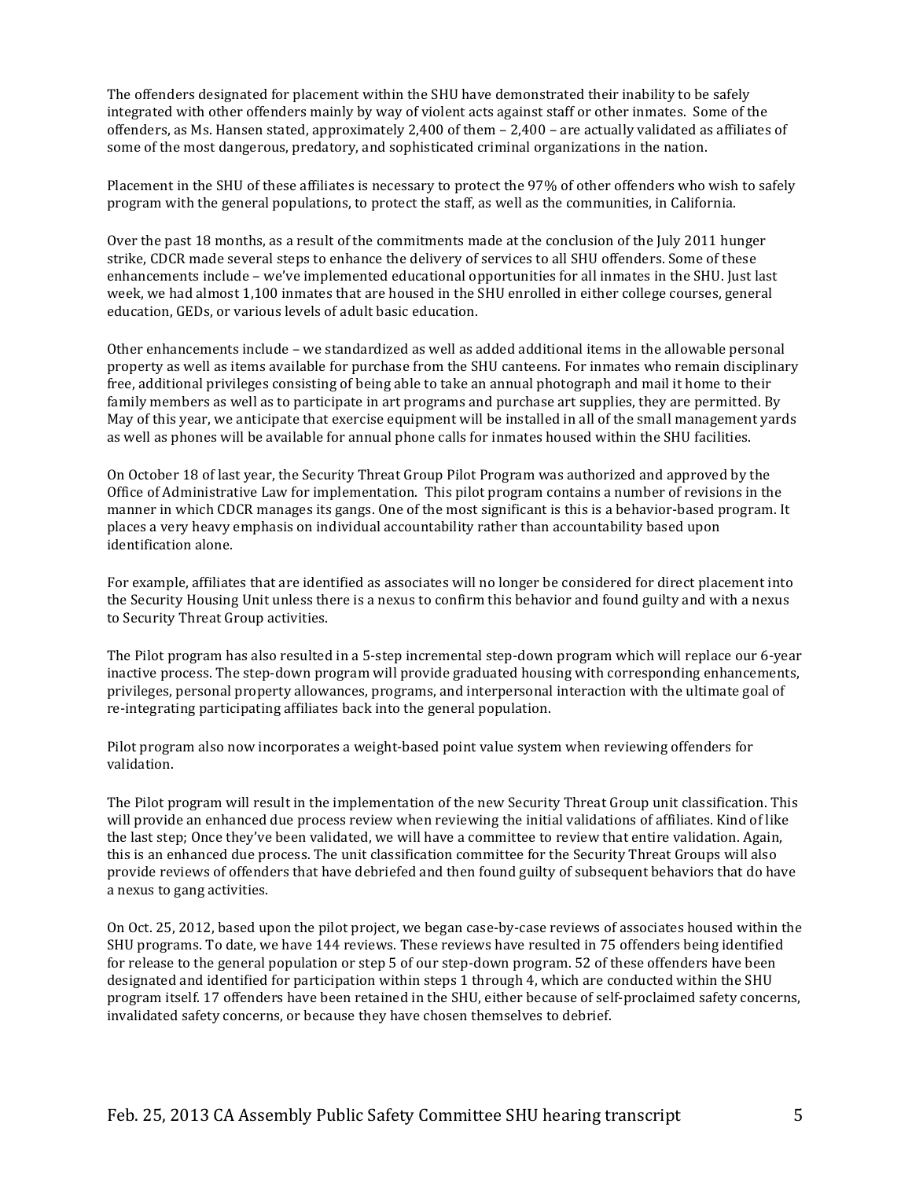The offenders designated for placement within the SHU have demonstrated their inability to be safely integrated with other offenders mainly by way of violent acts against staff or other inmates. Some of the offenders, as Ms. Hansen stated, approximately 2,400 of them – 2,400 – are actually validated as affiliates of some of the most dangerous, predatory, and sophisticated criminal organizations in the nation.

Placement in the SHU of these affiliates is necessary to protect the 97% of other offenders who wish to safely program with the general populations, to protect the staff, as well as the communities, in California.

Over the past 18 months, as a result of the commitments made at the conclusion of the July 2011 hunger strike, CDCR made several steps to enhance the delivery of services to all SHU offenders. Some of these enhancements include – we've implemented educational opportunities for all inmates in the SHU. Just last week, we had almost 1,100 inmates that are housed in the SHU enrolled in either college courses, general education, GEDs, or various levels of adult basic education.

Other enhancements include – we standardized as well as added additional items in the allowable personal property as well as items available for purchase from the SHU canteens. For inmates who remain disciplinary free, additional privileges consisting of being able to take an annual photograph and mail it home to their family members as well as to participate in art programs and purchase art supplies, they are permitted. By May of this year, we anticipate that exercise equipment will be installed in all of the small management yards as well as phones will be available for annual phone calls for inmates housed within the SHU facilities.

On October 18 of last year, the Security Threat Group Pilot Program was authorized and approved by the Office of Administrative Law for implementation. This pilot program contains a number of revisions in the manner in which CDCR manages its gangs. One of the most significant is this is a behavior-based program. It places a very heavy emphasis on individual accountability rather than accountability based upon identification alone.

For example, affiliates that are identified as associates will no longer be considered for direct placement into the Security Housing Unit unless there is a nexus to confirm this behavior and found guilty and with a nexus to Security Threat Group activities.

The Pilot program has also resulted in a 5-step incremental step-down program which will replace our 6-year inactive process. The step-down program will provide graduated housing with corresponding enhancements, privileges, personal property allowances, programs, and interpersonal interaction with the ultimate goal of re-integrating participating affiliates back into the general population.

Pilot program also now incorporates a weight-based point value system when reviewing offenders for validation.

The Pilot program will result in the implementation of the new Security Threat Group unit classification. This will provide an enhanced due process review when reviewing the initial validations of affiliates. Kind of like the last step; Once they've been validated, we will have a committee to review that entire validation. Again, this is an enhanced due process. The unit classification committee for the Security Threat Groups will also provide reviews of offenders that have debriefed and then found guilty of subsequent behaviors that do have a nexus to gang activities.

On Oct. 25, 2012, based upon the pilot project, we began case-by-case reviews of associates housed within the SHU programs. To date, we have 144 reviews. These reviews have resulted in 75 offenders being identified for release to the general population or step 5 of our step-down program. 52 of these offenders have been designated and identified for participation within steps 1 through 4, which are conducted within the SHU program itself. 17 offenders have been retained in the SHU, either because of self-proclaimed safety concerns, invalidated safety concerns, or because they have chosen themselves to debrief.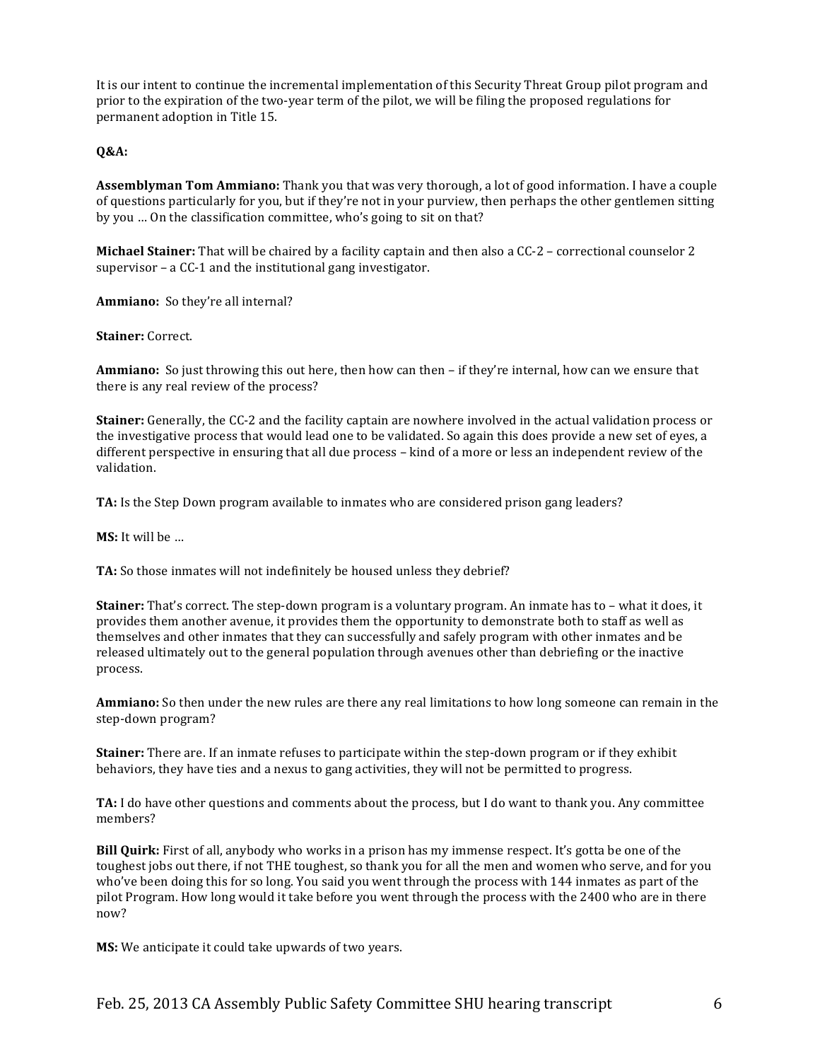It is our intent to continue the incremental implementation of this Security Threat Group pilot program and prior to the expiration of the two-year term of the pilot, we will be filing the proposed regulations for permanent adoption in Title 15.

**Q&A:**

**Assemblyman Tom Ammiano:** Thank you that was very thorough, a lot of good information. I have a couple of questions particularly for you, but if they're not in your purview, then perhaps the other gentlemen sitting by you … On the classification committee, who's going to sit on that?

**Michael Stainer:** That will be chaired by a facility captain and then also a CC-2 – correctional counselor 2 supervisor – a CC-1 and the institutional gang investigator.

**Ammiano:** So they're all internal?

**Stainer:** Correct.

**Ammiano:** So just throwing this out here, then how can then – if they're internal, how can we ensure that there is any real review of the process?

**Stainer:** Generally, the CC-2 and the facility captain are nowhere involved in the actual validation process or the investigative process that would lead one to be validated. So again this does provide a new set of eyes, a different perspective in ensuring that all due process – kind of a more or less an independent review of the validation.

**TA:** Is the Step Down program available to inmates who are considered prison gang leaders?

**MS:** It will be …

**TA:** So those inmates will not indefinitely be housed unless they debrief?

**Stainer:** That's correct. The step-down program is a voluntary program. An inmate has to – what it does, it provides them another avenue, it provides them the opportunity to demonstrate both to staff as well as themselves and other inmates that they can successfully and safely program with other inmates and be released ultimately out to the general population through avenues other than debriefing or the inactive process.

**Ammiano:** So then under the new rules are there any real limitations to how long someone can remain in the step-down program?

**Stainer:** There are. If an inmate refuses to participate within the step-down program or if they exhibit behaviors, they have ties and a nexus to gang activities, they will not be permitted to progress.

**TA:** I do have other questions and comments about the process, but I do want to thank you. Any committee members?

**Bill Quirk:** First of all, anybody who works in a prison has my immense respect. It's gotta be one of the toughest jobs out there, if not THE toughest, so thank you for all the men and women who serve, and for you who've been doing this for so long. You said you went through the process with 144 inmates as part of the pilot Program. How long would it take before you went through the process with the 2400 who are in there now?

**MS:** We anticipate it could take upwards of two years.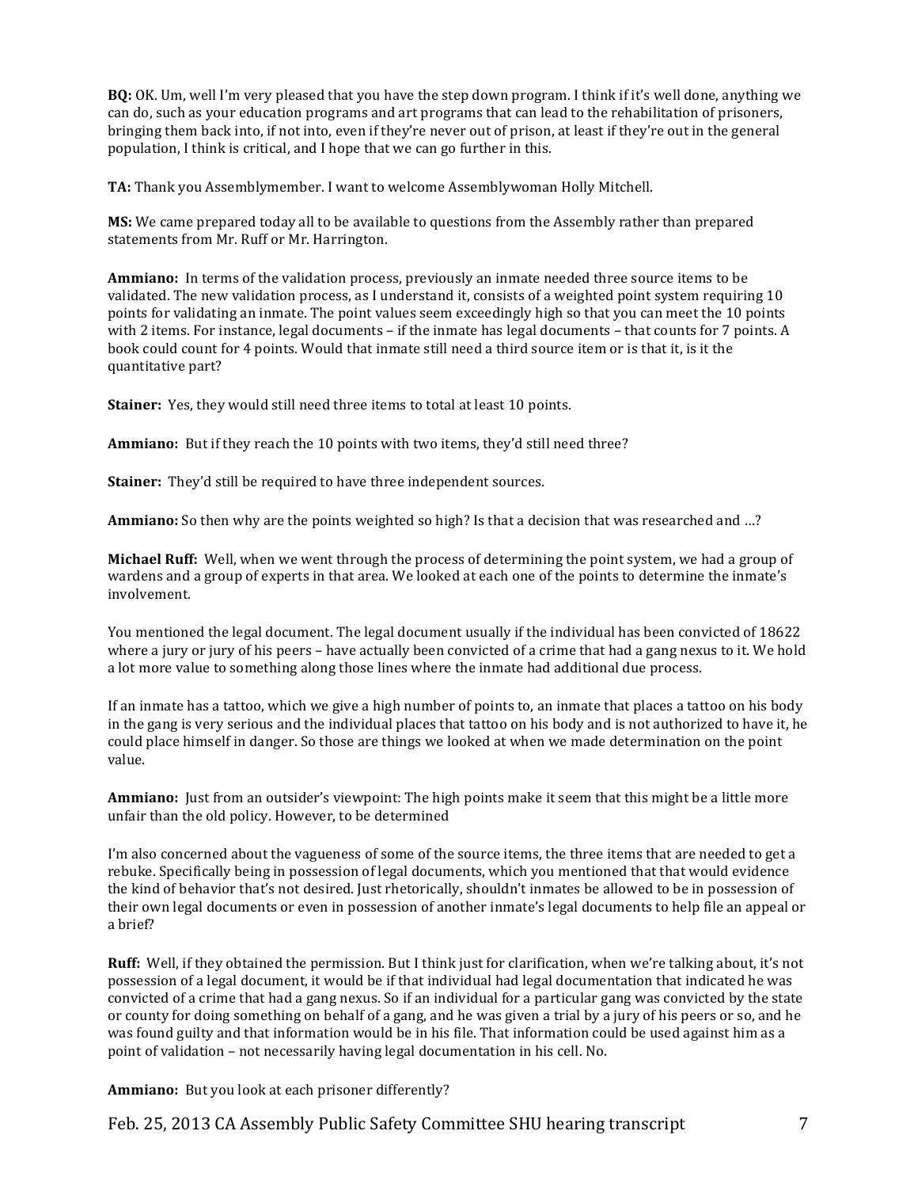**BQ:** OK. Um, well I'm very pleased that you have the step down program. I think if it's well done, anything we can do, such as your education programs and art programs that can lead to the rehabilitation of prisoners, bringing them back into, if not into, even if they're never out of prison, at least if they're out in the general population, I think is critical, and I hope that we can go further in this.

**TA:** Thank you Assemblymember. I want to welcome Assemblywoman Holly Mitchell.

**MS:** We came prepared today all to be available to questions from the Assembly rather than prepared statements from Mr. Ruff or Mr. Harrington.

**Ammiano:** In terms of the validation process, previously an inmate needed three source items to be validated. The new validation process, as I understand it, consists of a weighted point system requiring 10 points for validating an inmate. The point values seem exceedingly high so that you can meet the 10 points with 2 items. For instance, legal documents – if the inmate has legal documents – that counts for 7 points. A book could count for 4 points. Would that inmate still need a third source item or is that it, is it the quantitative part?

**Stainer:** Yes, they would still need three items to total at least 10 points.

**Ammiano:** But if they reach the 10 points with two items, they'd still need three?

**Stainer:** They'd still be required to have three independent sources.

**Ammiano:** So then why are the points weighted so high? Is that a decision that was researched and …?

**Michael Ruff:** Well, when we went through the process of determining the point system, we had a group of wardens and a group of experts in that area. We looked at each one of the points to determine the inmate's involvement.

You mentioned the legal document. The legal document usually if the individual has been convicted of 18622 where a jury or jury of his peers – have actually been convicted of a crime that had a gang nexus to it. We hold a lot more value to something along those lines where the inmate had additional due process.

If an inmate has a tattoo, which we give a high number of points to, an inmate that places a tattoo on his body in the gang is very serious and the individual places that tattoo on his body and is not authorized to have it, he could place himself in danger. So those are things we looked at when we made determination on the point value.

**Ammiano:** Just from an outsider's viewpoint: The high points make it seem that this might be a little more unfair than the old policy. However, to be determined

I'm also concerned about the vagueness of some of the source items, the three items that are needed to get a rebuke. Specifically being in possession of legal documents, which you mentioned that that would evidence the kind of behavior that's not desired. Just rhetorically, shouldn't inmates be allowed to be in possession of their own legal documents or even in possession of another inmate's legal documents to help file an appeal or a brief?

**Ruff:** Well, if they obtained the permission. But I think just for clarification, when we're talking about, it's not possession of a legal document, it would be if that individual had legal documentation that indicated he was convicted of a crime that had a gang nexus. So if an individual for a particular gang was convicted by the state or county for doing something on behalf of a gang, and he was given a trial by a jury of his peers or so, and he was found guilty and that information would be in his file. That information could be used against him as a point of validation – not necessarily having legal documentation in his cell. No.

**Ammiano:** But you look at each prisoner differently?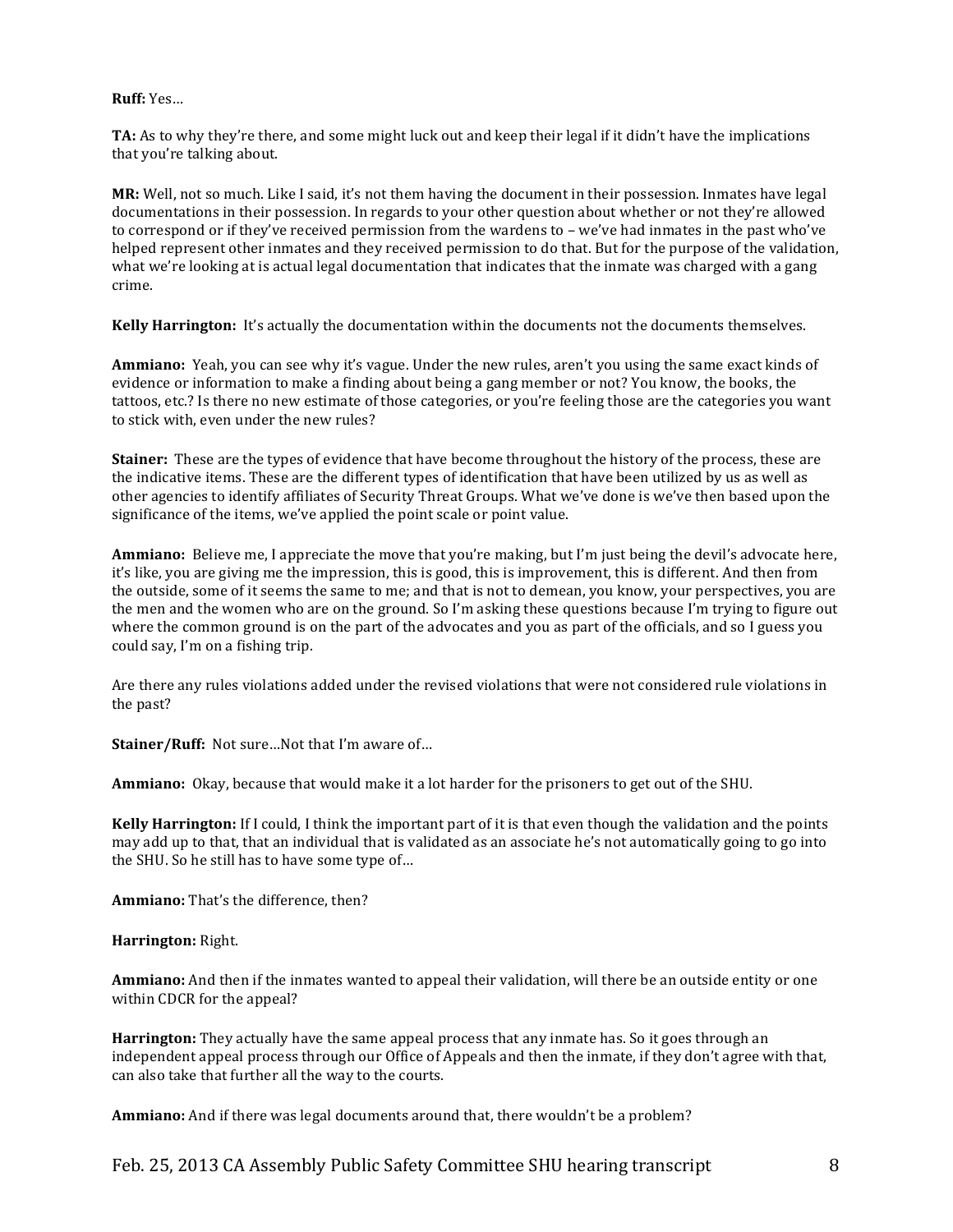**Ruff:** Yes…

**TA:** As to why they're there, and some might luck out and keep their legal if it didn't have the implications that you're talking about.

**MR:** Well, not so much. Like I said, it's not them having the document in their possession. Inmates have legal documentations in their possession. In regards to your other question about whether or not they're allowed to correspond or if they've received permission from the wardens to – we've had inmates in the past who've helped represent other inmates and they received permission to do that. But for the purpose of the validation, what we're looking at is actual legal documentation that indicates that the inmate was charged with a gang crime.

**Kelly Harrington:** It's actually the documentation within the documents not the documents themselves.

**Ammiano:** Yeah, you can see why it's vague. Under the new rules, aren't you using the same exact kinds of evidence or information to make a finding about being a gang member or not? You know, the books, the tattoos, etc.? Is there no new estimate of those categories, or you're feeling those are the categories you want to stick with, even under the new rules?

**Stainer:** These are the types of evidence that have become throughout the history of the process, these are the indicative items. These are the different types of identification that have been utilized by us as well as other agencies to identify affiliates of Security Threat Groups. What we've done is we've then based upon the significance of the items, we've applied the point scale or point value.

**Ammiano:** Believe me, I appreciate the move that you're making, but I'm just being the devil's advocate here, it's like, you are giving me the impression, this is good, this is improvement, this is different. And then from the outside, some of it seems the same to me; and that is not to demean, you know, your perspectives, you are the men and the women who are on the ground. So I'm asking these questions because I'm trying to figure out where the common ground is on the part of the advocates and you as part of the officials, and so I guess you could say, I'm on a fishing trip.

Are there any rules violations added under the revised violations that were not considered rule violations in the past?

**Stainer/Ruff:** Not sure…Not that I'm aware of…

**Ammiano:** Okay, because that would make it a lot harder for the prisoners to get out of the SHU.

**Kelly Harrington:** If I could, I think the important part of it is that even though the validation and the points may add up to that, that an individual that is validated as an associate he's not automatically going to go into the SHU. So he still has to have some type of…

**Ammiano:** That's the difference, then?

**Harrington:** Right.

**Ammiano:** And then if the inmates wanted to appeal their validation, will there be an outside entity or one within CDCR for the appeal?

**Harrington:** They actually have the same appeal process that any inmate has. So it goes through an independent appeal process through our Office of Appeals and then the inmate, if they don't agree with that, can also take that further all the way to the courts.

**Ammiano:** And if there was legal documents around that, there wouldn't be a problem?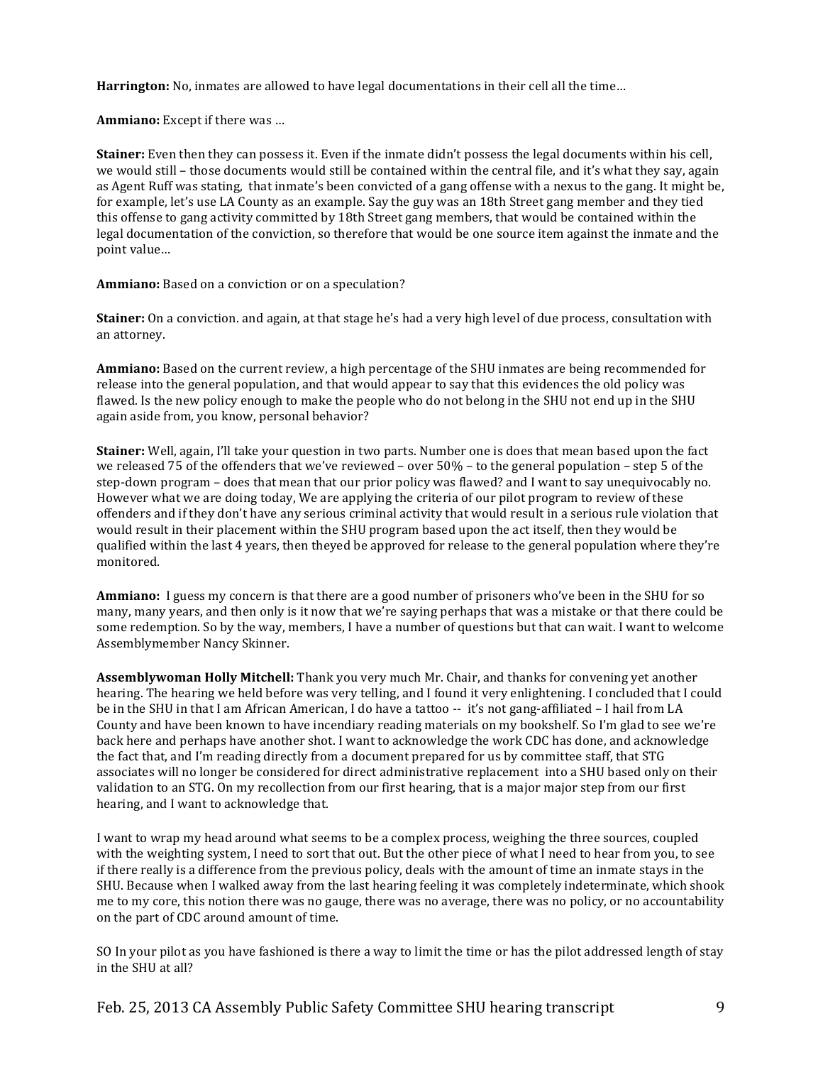**Harrington:** No, inmates are allowed to have legal documentations in their cell all the time…

**Ammiano:** Except if there was …

**Stainer:** Even then they can possess it. Even if the inmate didn't possess the legal documents within his cell, we would still – those documents would still be contained within the central file, and it's what they say, again as Agent Ruff was stating, that inmate's been convicted of a gang offense with a nexus to the gang. It might be, for example, let's use LA County as an example. Say the guy was an 18th Street gang member and they tied this offense to gang activity committed by 18th Street gang members, that would be contained within the legal documentation of the conviction, so therefore that would be one source item against the inmate and the point value…

**Ammiano:** Based on a conviction or on a speculation?

**Stainer:** On a conviction. and again, at that stage he's had a very high level of due process, consultation with an attorney.

**Ammiano:** Based on the current review, a high percentage of the SHU inmates are being recommended for release into the general population, and that would appear to say that this evidences the old policy was flawed. Is the new policy enough to make the people who do not belong in the SHU not end up in the SHU again aside from, you know, personal behavior?

**Stainer:** Well, again, I'll take your question in two parts. Number one is does that mean based upon the fact we released 75 of the offenders that we've reviewed – over 50% – to the general population – step 5 of the step-down program – does that mean that our prior policy was flawed? and I want to say unequivocably no. However what we are doing today, We are applying the criteria of our pilot program to review of these offenders and if they don't have any serious criminal activity that would result in a serious rule violation that would result in their placement within the SHU program based upon the act itself, then they would be qualified within the last 4 years, then theyed be approved for release to the general population where they're monitored.

**Ammiano:** I guess my concern is that there are a good number of prisoners who've been in the SHU for so many, many years, and then only is it now that we're saying perhaps that was a mistake or that there could be some redemption. So by the way, members, I have a number of questions but that can wait. I want to welcome Assemblymember Nancy Skinner.

**Assemblywoman Holly Mitchell:** Thank you very much Mr. Chair, and thanks for convening yet another hearing. The hearing we held before was very telling, and I found it very enlightening. I concluded that I could be in the SHU in that I am African American, I do have a tattoo -- it's not gang-affiliated – I hail from LA County and have been known to have incendiary reading materials on my bookshelf. So I'm glad to see we're back here and perhaps have another shot. I want to acknowledge the work CDC has done, and acknowledge the fact that, and I'm reading directly from a document prepared for us by committee staff, that STG associates will no longer be considered for direct administrative replacement into a SHU based only on their validation to an STG. On my recollection from our first hearing, that is a major major step from our first hearing, and I want to acknowledge that.

I want to wrap my head around what seems to be a complex process, weighing the three sources, coupled with the weighting system, I need to sort that out. But the other piece of what I need to hear from you, to see if there really is a difference from the previous policy, deals with the amount of time an inmate stays in the SHU. Because when I walked away from the last hearing feeling it was completely indeterminate, which shook me to my core, this notion there was no gauge, there was no average, there was no policy, or no accountability on the part of CDC around amount of time.

SO In your pilot as you have fashioned is there a way to limit the time or has the pilot addressed length of stay in the SHU at all?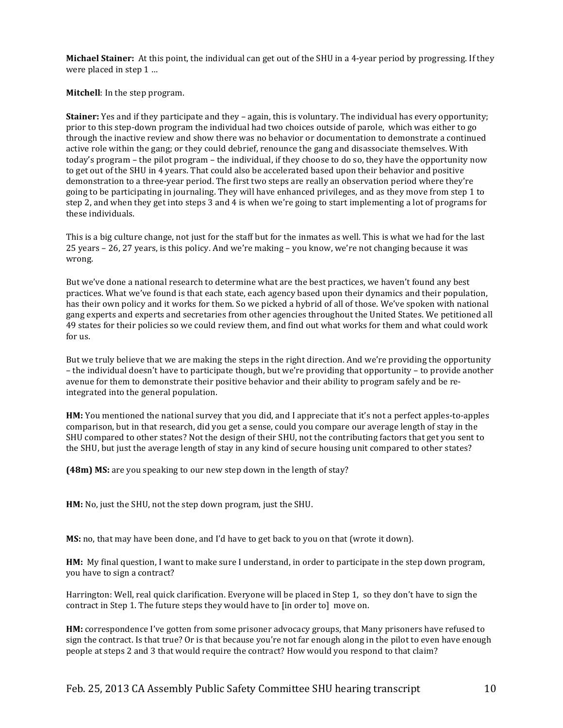**Michael Stainer:** At this point, the individual can get out of the SHU in a 4-year period by progressing. If they were placed in step 1 …

**Mitchell**: In the step program.

**Stainer:** Yes and if they participate and they – again, this is voluntary. The individual has every opportunity; prior to this step-down program the individual had two choices outside of parole, which was either to go through the inactive review and show there was no behavior or documentation to demonstrate a continued active role within the gang; or they could debrief, renounce the gang and disassociate themselves. With today's program – the pilot program – the individual, if they choose to do so, they have the opportunity now to get out of the SHU in 4 years. That could also be accelerated based upon their behavior and positive demonstration to a three-year period. The first two steps are really an observation period where they're going to be participating in journaling. They will have enhanced privileges, and as they move from step 1 to step 2, and when they get into steps 3 and 4 is when we're going to start implementing a lot of programs for these individuals.

This is a big culture change, not just for the staff but for the inmates as well. This is what we had for the last 25 years – 26, 27 years, is this policy. And we're making – you know, we're not changing because it was wrong.

But we've done a national research to determine what are the best practices, we haven't found any best practices. What we've found is that each state, each agency based upon their dynamics and their population, has their own policy and it works for them. So we picked a hybrid of all of those. We've spoken with national gang experts and experts and secretaries from other agencies throughout the United States. We petitioned all 49 states for their policies so we could review them, and find out what works for them and what could work for us.

But we truly believe that we are making the steps in the right direction. And we're providing the opportunity – the individual doesn't have to participate though, but we're providing that opportunity – to provide another avenue for them to demonstrate their positive behavior and their ability to program safely and be re-integrated into the general population.

**HM:** You mentioned the national survey that you did, and I appreciate that it's not a perfect apples-to-apples comparison, but in that research, did you get a sense, could you compare our average length of stay in the SHU compared to other states? Not the design of their SHU, not the contributing factors that get you sent to the SHU, but just the average length of stay in any kind of secure housing unit compared to other states?

**(48m) MS:** are you speaking to our new step down in the length of stay?

**HM:** No, just the SHU, not the step down program, just the SHU.

**MS:** no, that may have been done, and I'd have to get back to you on that (wrote it down).

**HM:** My final question, I want to make sure I understand, in order to participate in the step down program, you have to sign a contract?

Harrington: Well, real quick clarification. Everyone will be placed in Step 1, so they don't have to sign the contract in Step 1. The future steps they would have to [in order to] move on.

**HM:** correspondence I've gotten from some prisoner advocacy groups, that Many prisoners have refused to sign the contract. Is that true? Or is that because you're not far enough along in the pilot to even have enough people at steps 2 and 3 that would require the contract? How would you respond to that claim?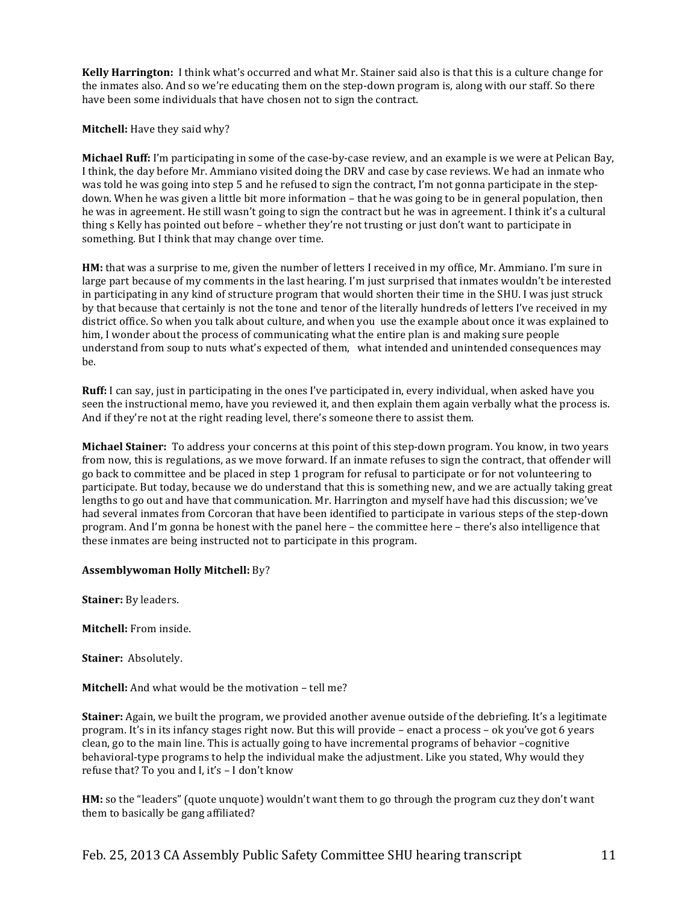**Kelly Harrington:** I think what's occurred and what Mr. Stainer said also is that this is a culture change for the inmates also. And so we're educating them on the step-down program is, along with our staff. So there have been some individuals that have chosen not to sign the contract.

**Mitchell:** Have they said why?

**Michael Ruff:** I'm participating in some of the case-by-case review, and an example is we were at Pelican Bay, I think, the day before Mr. Ammiano visited doing the DRV and case by case reviews. We had an inmate who was told he was going into step 5 and he refused to sign the contract, I'm not gonna participate in the step-down. When he was given a little bit more information – that he was going to be in general population, then he was in agreement. He still wasn't going to sign the contract but he was in agreement. I think it's a cultural thing s Kelly has pointed out before – whether they're not trusting or just don't want to participate in something. But I think that may change over time.

**HM:** that was a surprise to me, given the number of letters I received in my office, Mr. Ammiano. I'm sure in large part because of my comments in the last hearing. I'm just surprised that inmates wouldn't be interested in participating in any kind of structure program that would shorten their time in the SHU. I was just struck by that because that certainly is not the tone and tenor of the literally hundreds of letters I've received in my district office. So when you talk about culture, and when you use the example about once it was explained to him, I wonder about the process of communicating what the entire plan is and making sure people understand from soup to nuts what's expected of them, what intended and unintended consequences may be.

**Ruff:** I can say, just in participating in the ones I've participated in, every individual, when asked have you seen the instructional memo, have you reviewed it, and then explain them again verbally what the process is. And if they're not at the right reading level, there's someone there to assist them.

**Michael Stainer:** To address your concerns at this point of this step-down program. You know, in two years from now, this is regulations, as we move forward. If an inmate refuses to sign the contract, that offender will go back to committee and be placed in step 1 program for refusal to participate or for not volunteering to participate. But today, because we do understand that this is something new, and we are actually taking great lengths to go out and have that communication. Mr. Harrington and myself have had this discussion; we've had several inmates from Corcoran that have been identified to participate in various steps of the step-down program. And I'm gonna be honest with the panel here – the committee here – there's also intelligence that these inmates are being instructed not to participate in this program.

**Assemblywoman Holly Mitchell:** By?

**Stainer:** By leaders.

**Mitchell:** From inside.

**Stainer:** Absolutely.

**Mitchell:** And what would be the motivation – tell me?

**Stainer:** Again, we built the program, we provided another avenue outside of the debriefing. It's a legitimate program. It's in its infancy stages right now. But this will provide – enact a process – ok you've got 6 years clean, go to the main line. This is actually going to have incremental programs of behavior –cognitive behavioral-type programs to help the individual make the adjustment. Like you stated, Why would they refuse that? To you and I, it's – I don't know

**HM:** so the "leaders" (quote unquote) wouldn't want them to go through the program cuz they don't want them to basically be gang affiliated?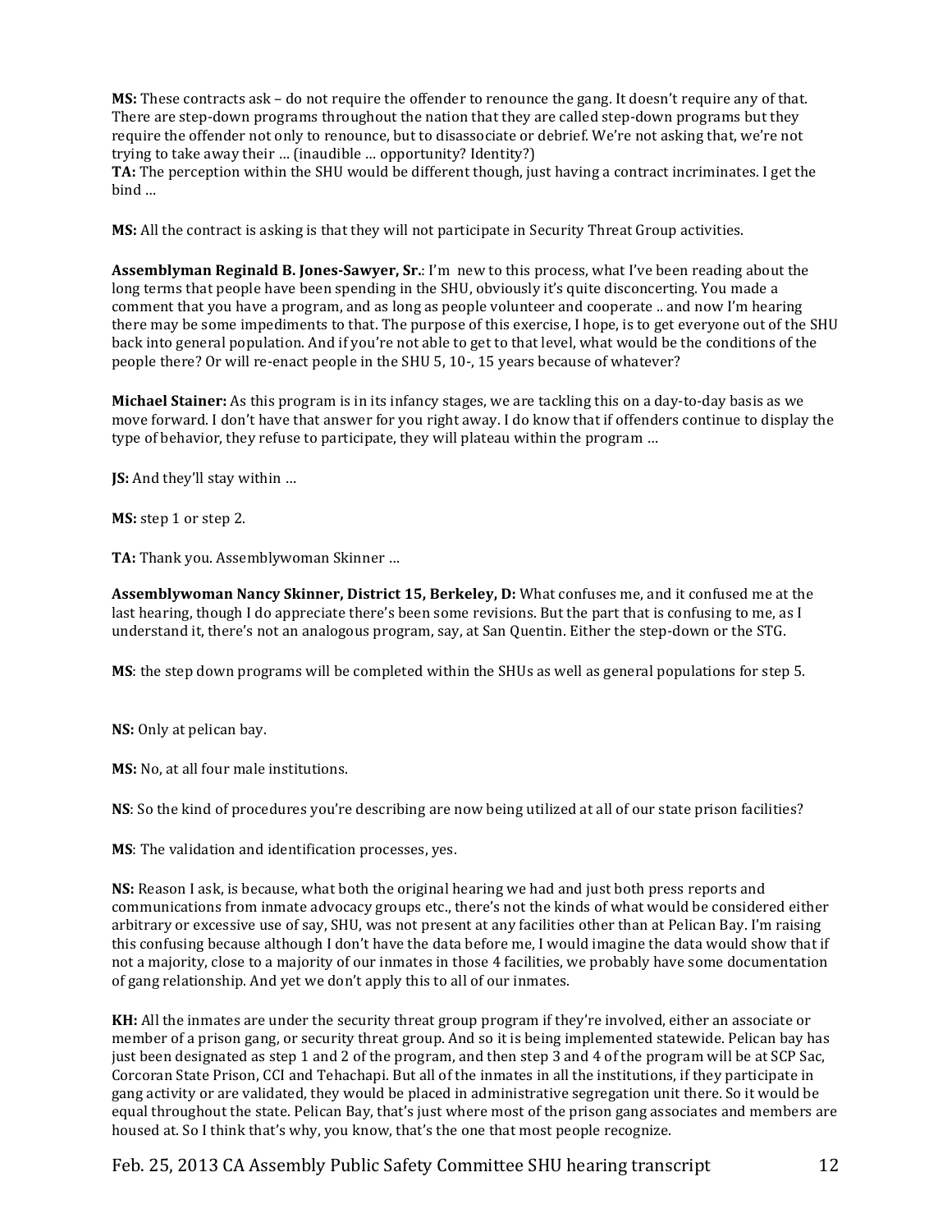**MS:** These contracts ask – do not require the offender to renounce the gang. It doesn't require any of that. There are step-down programs throughout the nation that they are called step-down programs but they require the offender not only to renounce, but to disassociate or debrief. We're not asking that, we're not trying to take away their … (inaudible … opportunity? Identity?)

**TA:** The perception within the SHU would be different though, just having a contract incriminates. I get the bind …

**MS:** All the contract is asking is that they will not participate in Security Threat Group activities.

**Assemblyman Reginald B. Jones-Sawyer, Sr.**: I'm new to this process, what I've been reading about the long terms that people have been spending in the SHU, obviously it's quite disconcerting. You made a comment that you have a program, and as long as people volunteer and cooperate .. and now I'm hearing there may be some impediments to that. The purpose of this exercise, I hope, is to get everyone out of the SHU back into general population. And if you're not able to get to that level, what would be the conditions of the people there? Or will re-enact people in the SHU 5, 10-, 15 years because of whatever?

**Michael Stainer:** As this program is in its infancy stages, we are tackling this on a day-to-day basis as we move forward. I don't have that answer for you right away. I do know that if offenders continue to display the type of behavior, they refuse to participate, they will plateau within the program …

**JS:** And they'll stay within …

**MS:** step 1 or step 2.

**TA:** Thank you. Assemblywoman Skinner …

**Assemblywoman Nancy Skinner, District 15, Berkeley, D:** What confuses me, and it confused me at the last hearing, though I do appreciate there's been some revisions. But the part that is confusing to me, as I understand it, there's not an analogous program, say, at San Quentin. Either the step-down or the STG.

**MS**: the step down programs will be completed within the SHUs as well as general populations for step 5.

**NS:** Only at pelican bay.

**MS:** No, at all four male institutions.

**NS**: So the kind of procedures you're describing are now being utilized at all of our state prison facilities?

**MS**: The validation and identification processes, yes.

**NS:** Reason I ask, is because, what both the original hearing we had and just both press reports and communications from inmate advocacy groups etc., there's not the kinds of what would be considered either arbitrary or excessive use of say, SHU, was not present at any facilities other than at Pelican Bay. I'm raising this confusing because although I don't have the data before me, I would imagine the data would show that if not a majority, close to a majority of our inmates in those 4 facilities, we probably have some documentation of gang relationship. And yet we don't apply this to all of our inmates.

**KH:** All the inmates are under the security threat group program if they're involved, either an associate or member of a prison gang, or security threat group. And so it is being implemented statewide. Pelican bay has just been designated as step 1 and 2 of the program, and then step 3 and 4 of the program will be at SCP Sac, Corcoran State Prison, CCI and Tehachapi. But all of the inmates in all the institutions, if they participate in gang activity or are validated, they would be placed in administrative segregation unit there. So it would be equal throughout the state. Pelican Bay, that's just where most of the prison gang associates and members are housed at. So I think that's why, you know, that's the one that most people recognize.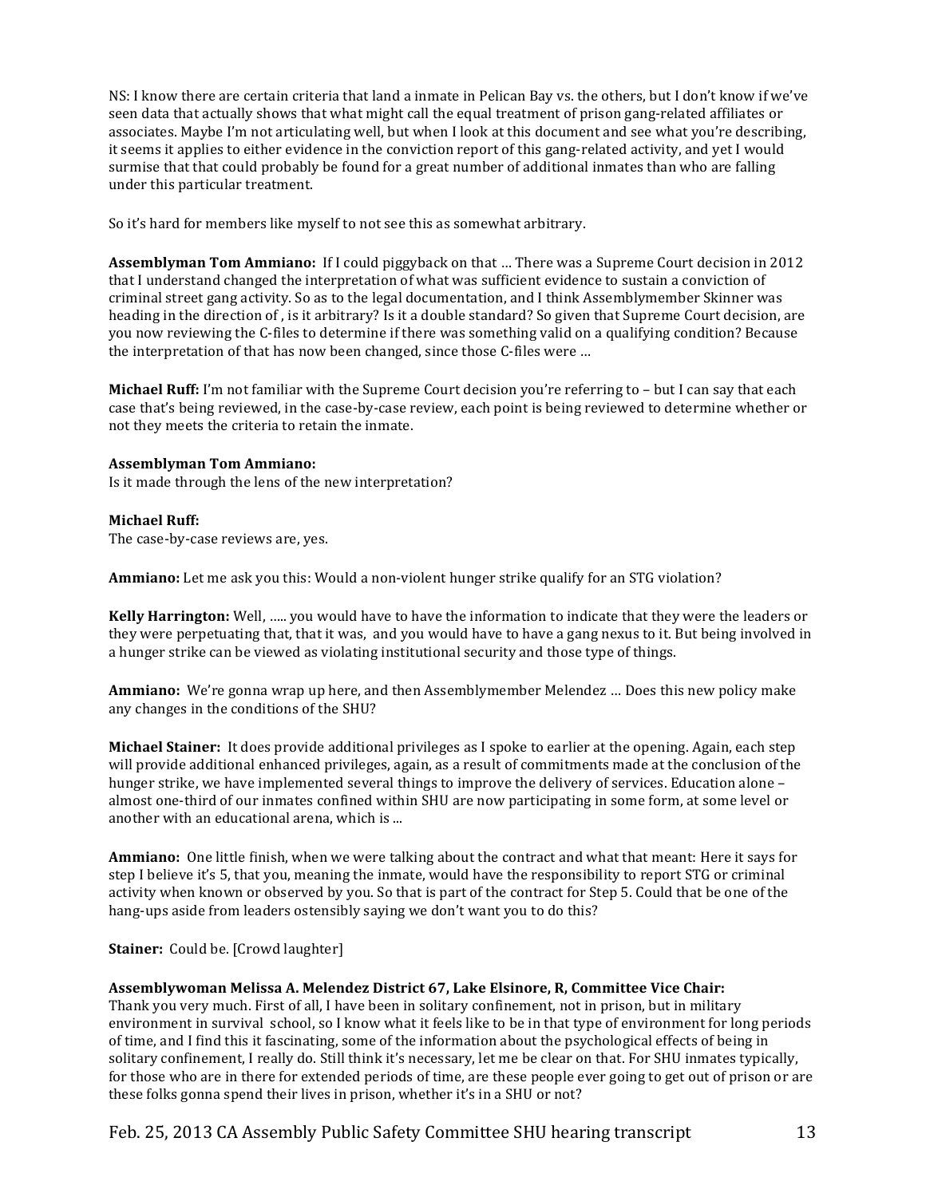NS: I know there are certain criteria that land a inmate in Pelican Bay vs. the others, but I don't know if we've seen data that actually shows that what might call the equal treatment of prison gang-related affiliates or associates. Maybe I'm not articulating well, but when I look at this document and see what you're describing, it seems it applies to either evidence in the conviction report of this gang-related activity, and yet I would surmise that that could probably be found for a great number of additional inmates than who are falling under this particular treatment.

So it's hard for members like myself to not see this as somewhat arbitrary.

**Assemblyman Tom Ammiano:** If I could piggyback on that … There was a Supreme Court decision in 2012 that I understand changed the interpretation of what was sufficient evidence to sustain a conviction of criminal street gang activity. So as to the legal documentation, and I think Assemblymember Skinner was heading in the direction of , is it arbitrary? Is it a double standard? So given that Supreme Court decision, are you now reviewing the C-files to determine if there was something valid on a qualifying condition? Because the interpretation of that has now been changed, since those C-files were …

**Michael Ruff:** I'm not familiar with the Supreme Court decision you're referring to – but I can say that each case that's being reviewed, in the case-by-case review, each point is being reviewed to determine whether or not they meets the criteria to retain the inmate.

**Assemblyman Tom Ammiano:**
Is it made through the lens of the new interpretation?

**Michael Ruff:**
The case-by-case reviews are, yes.

**Ammiano:** Let me ask you this: Would a non-violent hunger strike qualify for an STG violation?

**Kelly Harrington:** Well, ….. you would have to have the information to indicate that they were the leaders or they were perpetuating that, that it was, and you would have to have a gang nexus to it. But being involved in a hunger strike can be viewed as violating institutional security and those type of things.

**Ammiano:** We're gonna wrap up here, and then Assemblymember Melendez … Does this new policy make any changes in the conditions of the SHU?

**Michael Stainer:** It does provide additional privileges as I spoke to earlier at the opening. Again, each step will provide additional enhanced privileges, again, as a result of commitments made at the conclusion of the hunger strike, we have implemented several things to improve the delivery of services. Education alone – almost one-third of our inmates confined within SHU are now participating in some form, at some level or another with an educational arena, which is ...

**Ammiano:** One little finish, when we were talking about the contract and what that meant: Here it says for step I believe it's 5, that you, meaning the inmate, would have the responsibility to report STG or criminal activity when known or observed by you. So that is part of the contract for Step 5. Could that be one of the hang-ups aside from leaders ostensibly saying we don't want you to do this?

**Stainer:** Could be. [Crowd laughter]

**Assemblywoman Melissa A. Melendez District 67, Lake Elsinore, R, Committee Vice Chair:**
Thank you very much. First of all, I have been in solitary confinement, not in prison, but in military environment in survival school, so I know what it feels like to be in that type of environment for long periods of time, and I find this it fascinating, some of the information about the psychological effects of being in solitary confinement, I really do. Still think it's necessary, let me be clear on that. For SHU inmates typically, for those who are in there for extended periods of time, are these people ever going to get out of prison or are these folks gonna spend their lives in prison, whether it's in a SHU or not?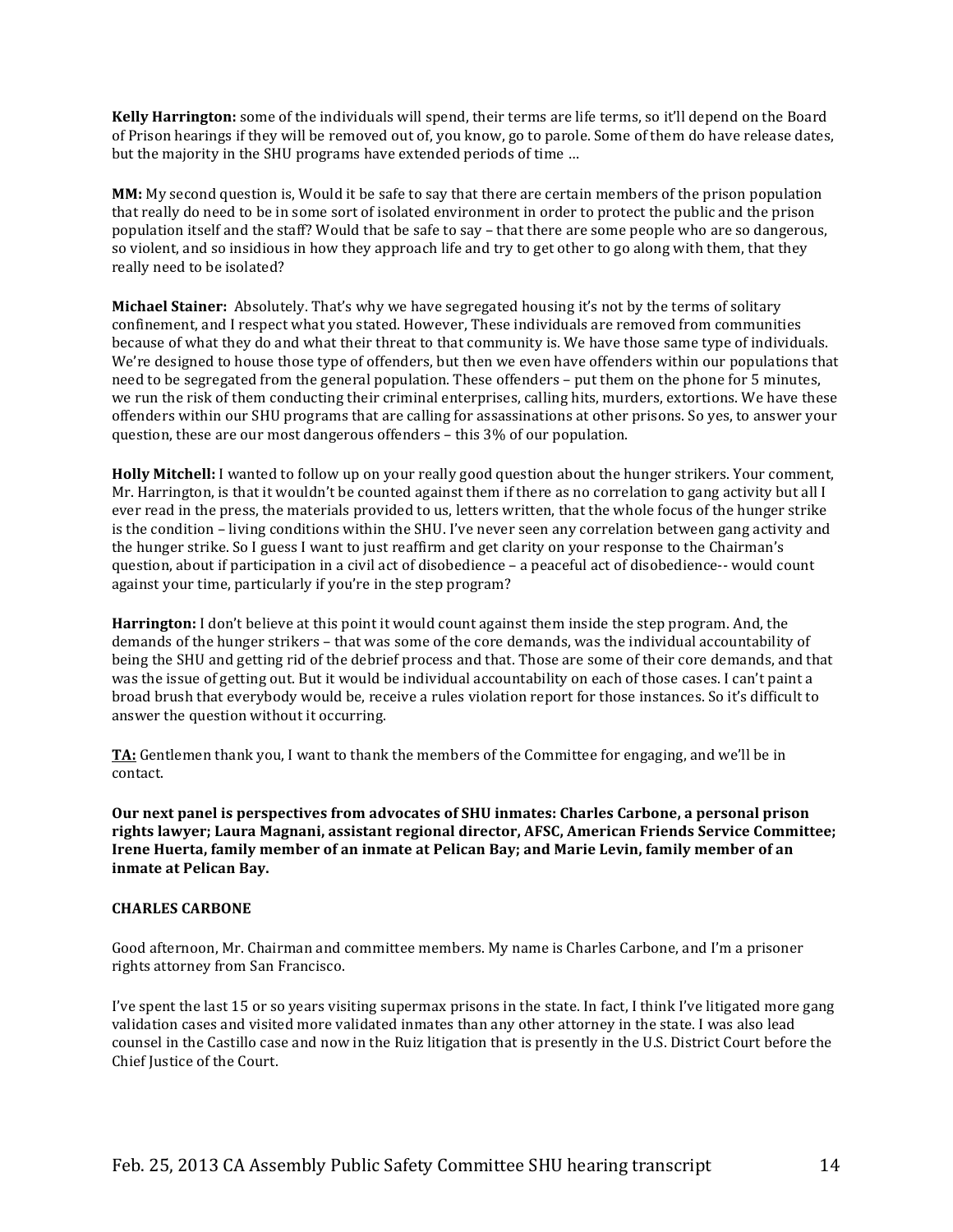**Kelly Harrington:** some of the individuals will spend, their terms are life terms, so it'll depend on the Board of Prison hearings if they will be removed out of, you know, go to parole. Some of them do have release dates, but the majority in the SHU programs have extended periods of time …

**MM:** My second question is, Would it be safe to say that there are certain members of the prison population that really do need to be in some sort of isolated environment in order to protect the public and the prison population itself and the staff? Would that be safe to say – that there are some people who are so dangerous, so violent, and so insidious in how they approach life and try to get other to go along with them, that they really need to be isolated?

**Michael Stainer:** Absolutely. That's why we have segregated housing it's not by the terms of solitary confinement, and I respect what you stated. However, These individuals are removed from communities because of what they do and what their threat to that community is. We have those same type of individuals. We're designed to house those type of offenders, but then we even have offenders within our populations that need to be segregated from the general population. These offenders – put them on the phone for 5 minutes, we run the risk of them conducting their criminal enterprises, calling hits, murders, extortions. We have these offenders within our SHU programs that are calling for assassinations at other prisons. So yes, to answer your question, these are our most dangerous offenders – this 3% of our population.

**Holly Mitchell:** I wanted to follow up on your really good question about the hunger strikers. Your comment, Mr. Harrington, is that it wouldn't be counted against them if there as no correlation to gang activity but all I ever read in the press, the materials provided to us, letters written, that the whole focus of the hunger strike is the condition – living conditions within the SHU. I've never seen any correlation between gang activity and the hunger strike. So I guess I want to just reaffirm and get clarity on your response to the Chairman's question, about if participation in a civil act of disobedience – a peaceful act of disobedience-- would count against your time, particularly if you're in the step program?

**Harrington:** I don't believe at this point it would count against them inside the step program. And, the demands of the hunger strikers – that was some of the core demands, was the individual accountability of being the SHU and getting rid of the debrief process and that. Those are some of their core demands, and that was the issue of getting out. But it would be individual accountability on each of those cases. I can't paint a broad brush that everybody would be, receive a rules violation report for those instances. So it's difficult to answer the question without it occurring.

**TA:** Gentlemen thank you, I want to thank the members of the Committee for engaging, and we'll be in contact.

**Our next panel is perspectives from advocates of SHU inmates: Charles Carbone, a personal prison rights lawyer; Laura Magnani, assistant regional director, AFSC, American Friends Service Committee; Irene Huerta, family member of an inmate at Pelican Bay; and Marie Levin, family member of an inmate at Pelican Bay.**

**CHARLES CARBONE**

Good afternoon, Mr. Chairman and committee members. My name is Charles Carbone, and I'm a prisoner rights attorney from San Francisco.

I've spent the last 15 or so years visiting supermax prisons in the state. In fact, I think I've litigated more gang validation cases and visited more validated inmates than any other attorney in the state. I was also lead counsel in the Castillo case and now in the Ruiz litigation that is presently in the U.S. District Court before the Chief Justice of the Court.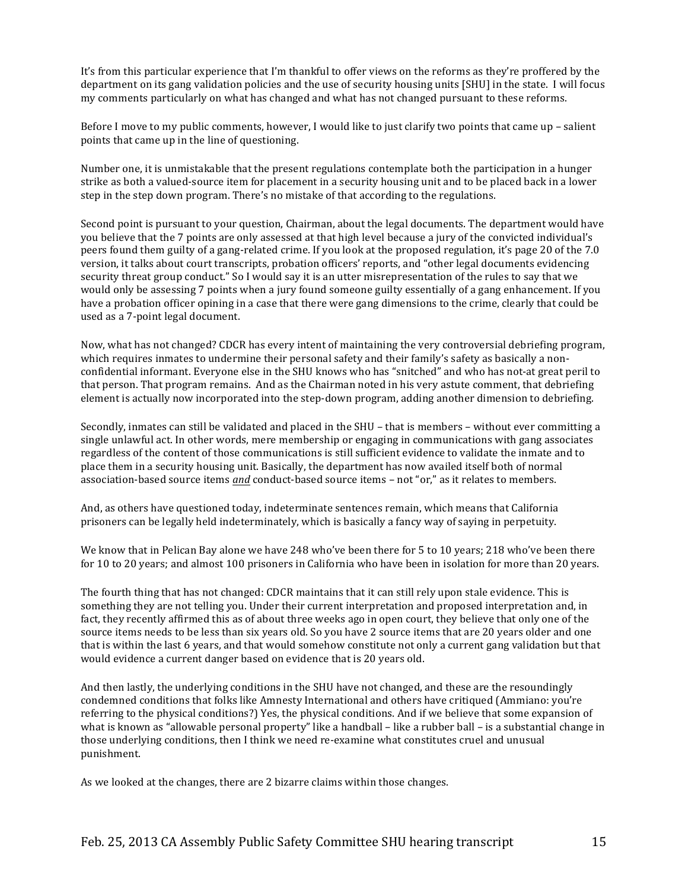It's from this particular experience that I'm thankful to offer views on the reforms as they're proffered by the department on its gang validation policies and the use of security housing units [SHU] in the state. I will focus my comments particularly on what has changed and what has not changed pursuant to these reforms.

Before I move to my public comments, however, I would like to just clarify two points that came up – salient points that came up in the line of questioning.

Number one, it is unmistakable that the present regulations contemplate both the participation in a hunger strike as both a valued-source item for placement in a security housing unit and to be placed back in a lower step in the step down program. There's no mistake of that according to the regulations.

Second point is pursuant to your question, Chairman, about the legal documents. The department would have you believe that the 7 points are only assessed at that high level because a jury of the convicted individual's peers found them guilty of a gang-related crime. If you look at the proposed regulation, it's page 20 of the 7.0 version, it talks about court transcripts, probation officers' reports, and "other legal documents evidencing security threat group conduct." So I would say it is an utter misrepresentation of the rules to say that we would only be assessing 7 points when a jury found someone guilty essentially of a gang enhancement. If you have a probation officer opining in a case that there were gang dimensions to the crime, clearly that could be used as a 7-point legal document.

Now, what has not changed? CDCR has every intent of maintaining the very controversial debriefing program, which requires inmates to undermine their personal safety and their family's safety as basically a non-confidential informant. Everyone else in the SHU knows who has "snitched" and who has not-at great peril to that person. That program remains. And as the Chairman noted in his very astute comment, that debriefing element is actually now incorporated into the step-down program, adding another dimension to debriefing.

Secondly, inmates can still be validated and placed in the SHU – that is members – without ever committing a single unlawful act. In other words, mere membership or engaging in communications with gang associates regardless of the content of those communications is still sufficient evidence to validate the inmate and to place them in a security housing unit. Basically, the department has now availed itself both of normal association-based source items ***and*** conduct-based source items – not "or," as it relates to members.

And, as others have questioned today, indeterminate sentences remain, which means that California prisoners can be legally held indeterminately, which is basically a fancy way of saying in perpetuity.

We know that in Pelican Bay alone we have 248 who've been there for 5 to 10 years; 218 who've been there for 10 to 20 years; and almost 100 prisoners in California who have been in isolation for more than 20 years.

The fourth thing that has not changed: CDCR maintains that it can still rely upon stale evidence. This is something they are not telling you. Under their current interpretation and proposed interpretation and, in fact, they recently affirmed this as of about three weeks ago in open court, they believe that only one of the source items needs to be less than six years old. So you have 2 source items that are 20 years older and one that is within the last 6 years, and that would somehow constitute not only a current gang validation but that would evidence a current danger based on evidence that is 20 years old.

And then lastly, the underlying conditions in the SHU have not changed, and these are the resoundingly condemned conditions that folks like Amnesty International and others have critiqued (Ammiano: you're referring to the physical conditions?) Yes, the physical conditions. And if we believe that some expansion of what is known as "allowable personal property" like a handball – like a rubber ball – is a substantial change in those underlying conditions, then I think we need re-examine what constitutes cruel and unusual punishment.

As we looked at the changes, there are 2 bizarre claims within those changes.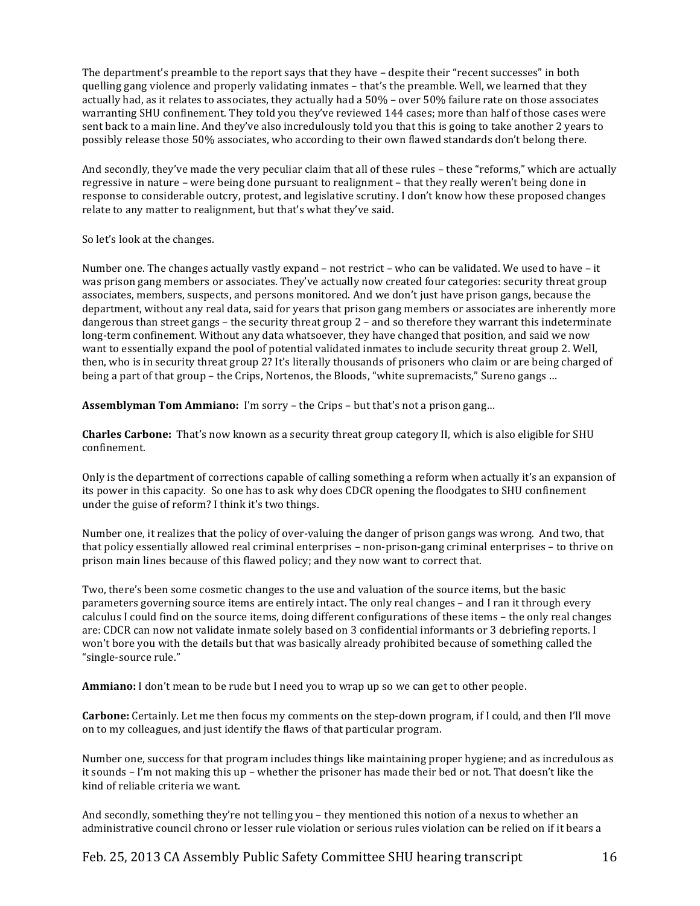The department's preamble to the report says that they have – despite their "recent successes" in both quelling gang violence and properly validating inmates – that's the preamble. Well, we learned that they actually had, as it relates to associates, they actually had a 50% – over 50% failure rate on those associates warranting SHU confinement. They told you they've reviewed 144 cases; more than half of those cases were sent back to a main line. And they've also incredulously told you that this is going to take another 2 years to possibly release those 50% associates, who according to their own flawed standards don't belong there.

And secondly, they've made the very peculiar claim that all of these rules – these "reforms," which are actually regressive in nature – were being done pursuant to realignment – that they really weren't being done in response to considerable outcry, protest, and legislative scrutiny. I don't know how these proposed changes relate to any matter to realignment, but that's what they've said.

So let's look at the changes.

Number one. The changes actually vastly expand – not restrict – who can be validated. We used to have – it was prison gang members or associates. They've actually now created four categories: security threat group associates, members, suspects, and persons monitored. And we don't just have prison gangs, because the department, without any real data, said for years that prison gang members or associates are inherently more dangerous than street gangs – the security threat group 2 – and so therefore they warrant this indeterminate long-term confinement. Without any data whatsoever, they have changed that position, and said we now want to essentially expand the pool of potential validated inmates to include security threat group 2. Well, then, who is in security threat group 2? It's literally thousands of prisoners who claim or are being charged of being a part of that group – the Crips, Nortenos, the Bloods, "white supremacists," Sureno gangs …

**Assemblyman Tom Ammiano:** I'm sorry – the Crips – but that's not a prison gang…

**Charles Carbone:** That's now known as a security threat group category II, which is also eligible for SHU confinement.

Only is the department of corrections capable of calling something a reform when actually it's an expansion of its power in this capacity. So one has to ask why does CDCR opening the floodgates to SHU confinement under the guise of reform? I think it's two things.

Number one, it realizes that the policy of over-valuing the danger of prison gangs was wrong. And two, that that policy essentially allowed real criminal enterprises – non-prison-gang criminal enterprises – to thrive on prison main lines because of this flawed policy; and they now want to correct that.

Two, there's been some cosmetic changes to the use and valuation of the source items, but the basic parameters governing source items are entirely intact. The only real changes – and I ran it through every calculus I could find on the source items, doing different configurations of these items – the only real changes are: CDCR can now not validate inmate solely based on 3 confidential informants or 3 debriefing reports. I won't bore you with the details but that was basically already prohibited because of something called the "single-source rule."

**Ammiano:** I don't mean to be rude but I need you to wrap up so we can get to other people.

**Carbone:** Certainly. Let me then focus my comments on the step-down program, if I could, and then I'll move on to my colleagues, and just identify the flaws of that particular program.

Number one, success for that program includes things like maintaining proper hygiene; and as incredulous as it sounds – I'm not making this up – whether the prisoner has made their bed or not. That doesn't like the kind of reliable criteria we want.

And secondly, something they're not telling you – they mentioned this notion of a nexus to whether an administrative council chrono or lesser rule violation or serious rules violation can be relied on if it bears a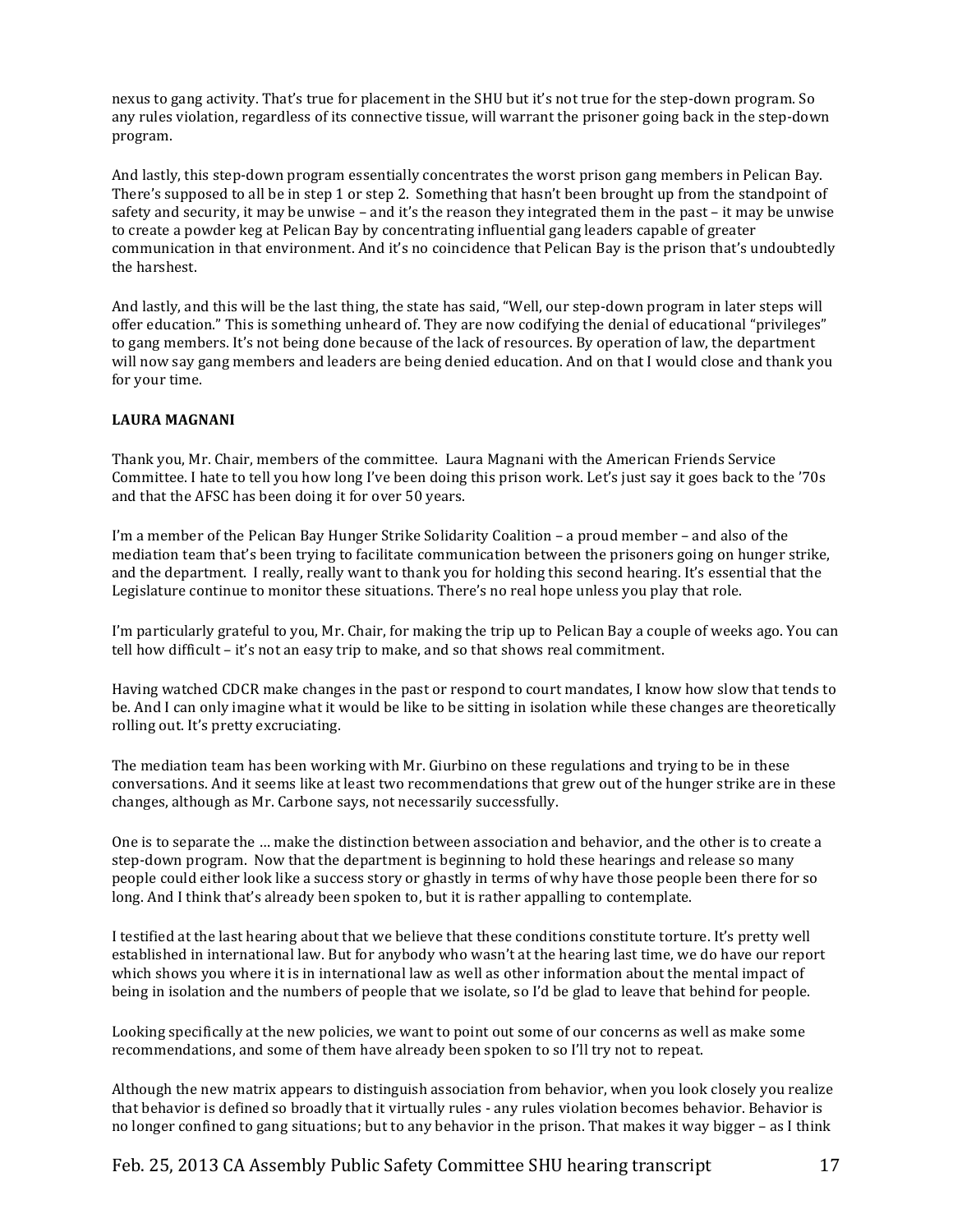nexus to gang activity. That's true for placement in the SHU but it's not true for the step-down program. So any rules violation, regardless of its connective tissue, will warrant the prisoner going back in the step-down program.

And lastly, this step-down program essentially concentrates the worst prison gang members in Pelican Bay. There's supposed to all be in step 1 or step 2. Something that hasn't been brought up from the standpoint of safety and security, it may be unwise – and it's the reason they integrated them in the past – it may be unwise to create a powder keg at Pelican Bay by concentrating influential gang leaders capable of greater communication in that environment. And it's no coincidence that Pelican Bay is the prison that's undoubtedly the harshest.

And lastly, and this will be the last thing, the state has said, "Well, our step-down program in later steps will offer education." This is something unheard of. They are now codifying the denial of educational "privileges" to gang members. It's not being done because of the lack of resources. By operation of law, the department will now say gang members and leaders are being denied education. And on that I would close and thank you for your time.

**LAURA MAGNANI**

Thank you, Mr. Chair, members of the committee. Laura Magnani with the American Friends Service Committee. I hate to tell you how long I've been doing this prison work. Let's just say it goes back to the '70s and that the AFSC has been doing it for over 50 years.

I'm a member of the Pelican Bay Hunger Strike Solidarity Coalition – a proud member – and also of the mediation team that's been trying to facilitate communication between the prisoners going on hunger strike, and the department. I really, really want to thank you for holding this second hearing. It's essential that the Legislature continue to monitor these situations. There's no real hope unless you play that role.

I'm particularly grateful to you, Mr. Chair, for making the trip up to Pelican Bay a couple of weeks ago. You can tell how difficult – it's not an easy trip to make, and so that shows real commitment.

Having watched CDCR make changes in the past or respond to court mandates, I know how slow that tends to be. And I can only imagine what it would be like to be sitting in isolation while these changes are theoretically rolling out. It's pretty excruciating.

The mediation team has been working with Mr. Giurbino on these regulations and trying to be in these conversations. And it seems like at least two recommendations that grew out of the hunger strike are in these changes, although as Mr. Carbone says, not necessarily successfully.

One is to separate the … make the distinction between association and behavior, and the other is to create a step-down program. Now that the department is beginning to hold these hearings and release so many people could either look like a success story or ghastly in terms of why have those people been there for so long. And I think that's already been spoken to, but it is rather appalling to contemplate.

I testified at the last hearing about that we believe that these conditions constitute torture. It's pretty well established in international law. But for anybody who wasn't at the hearing last time, we do have our report which shows you where it is in international law as well as other information about the mental impact of being in isolation and the numbers of people that we isolate, so I'd be glad to leave that behind for people.

Looking specifically at the new policies, we want to point out some of our concerns as well as make some recommendations, and some of them have already been spoken to so I'll try not to repeat.

Although the new matrix appears to distinguish association from behavior, when you look closely you realize that behavior is defined so broadly that it virtually rules - any rules violation becomes behavior. Behavior is no longer confined to gang situations; but to any behavior in the prison. That makes it way bigger – as I think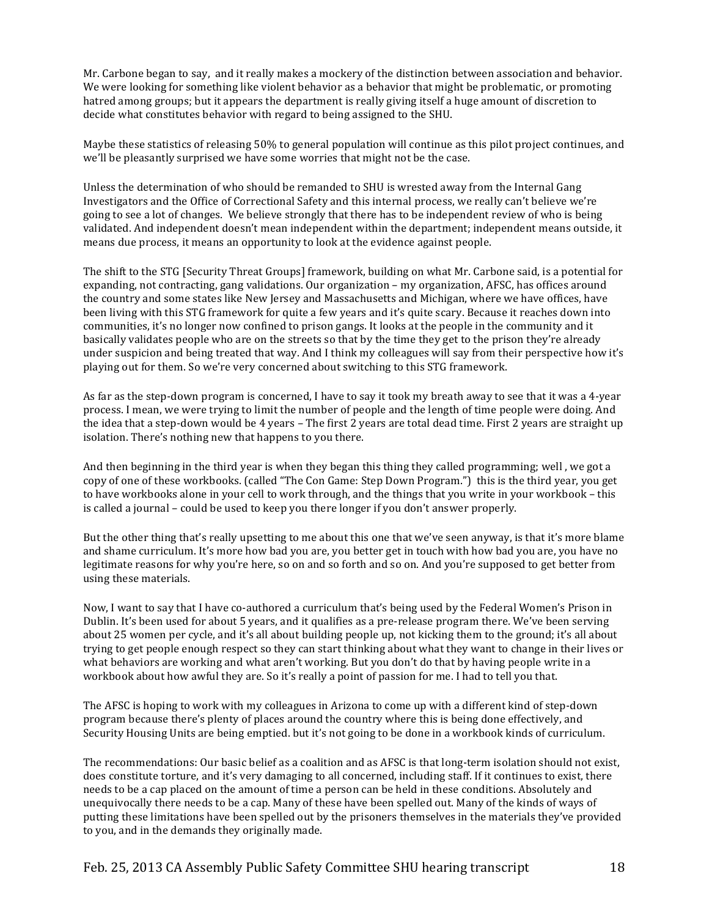Mr. Carbone began to say, and it really makes a mockery of the distinction between association and behavior. We were looking for something like violent behavior as a behavior that might be problematic, or promoting hatred among groups; but it appears the department is really giving itself a huge amount of discretion to decide what constitutes behavior with regard to being assigned to the SHU.

Maybe these statistics of releasing 50% to general population will continue as this pilot project continues, and we'll be pleasantly surprised we have some worries that might not be the case.

Unless the determination of who should be remanded to SHU is wrested away from the Internal Gang Investigators and the Office of Correctional Safety and this internal process, we really can't believe we're going to see a lot of changes. We believe strongly that there has to be independent review of who is being validated. And independent doesn't mean independent within the department; independent means outside, it means due process, it means an opportunity to look at the evidence against people.

The shift to the STG [Security Threat Groups] framework, building on what Mr. Carbone said, is a potential for expanding, not contracting, gang validations. Our organization – my organization, AFSC, has offices around the country and some states like New Jersey and Massachusetts and Michigan, where we have offices, have been living with this STG framework for quite a few years and it's quite scary. Because it reaches down into communities, it's no longer now confined to prison gangs. It looks at the people in the community and it basically validates people who are on the streets so that by the time they get to the prison they're already under suspicion and being treated that way. And I think my colleagues will say from their perspective how it's playing out for them. So we're very concerned about switching to this STG framework.

As far as the step-down program is concerned, I have to say it took my breath away to see that it was a 4-year process. I mean, we were trying to limit the number of people and the length of time people were doing. And the idea that a step-down would be 4 years – The first 2 years are total dead time. First 2 years are straight up isolation. There's nothing new that happens to you there.

And then beginning in the third year is when they began this thing they called programming; well , we got a copy of one of these workbooks. (called "The Con Game: Step Down Program.") this is the third year, you get to have workbooks alone in your cell to work through, and the things that you write in your workbook – this is called a journal – could be used to keep you there longer if you don't answer properly.

But the other thing that's really upsetting to me about this one that we've seen anyway, is that it's more blame and shame curriculum. It's more how bad you are, you better get in touch with how bad you are, you have no legitimate reasons for why you're here, so on and so forth and so on. And you're supposed to get better from using these materials.

Now, I want to say that I have co-authored a curriculum that's being used by the Federal Women's Prison in Dublin. It's been used for about 5 years, and it qualifies as a pre-release program there. We've been serving about 25 women per cycle, and it's all about building people up, not kicking them to the ground; it's all about trying to get people enough respect so they can start thinking about what they want to change in their lives or what behaviors are working and what aren't working. But you don't do that by having people write in a workbook about how awful they are. So it's really a point of passion for me. I had to tell you that.

The AFSC is hoping to work with my colleagues in Arizona to come up with a different kind of step-down program because there's plenty of places around the country where this is being done effectively, and Security Housing Units are being emptied. but it's not going to be done in a workbook kinds of curriculum.

The recommendations: Our basic belief as a coalition and as AFSC is that long-term isolation should not exist, does constitute torture, and it's very damaging to all concerned, including staff. If it continues to exist, there needs to be a cap placed on the amount of time a person can be held in these conditions. Absolutely and unequivocally there needs to be a cap. Many of these have been spelled out. Many of the kinds of ways of putting these limitations have been spelled out by the prisoners themselves in the materials they've provided to you, and in the demands they originally made.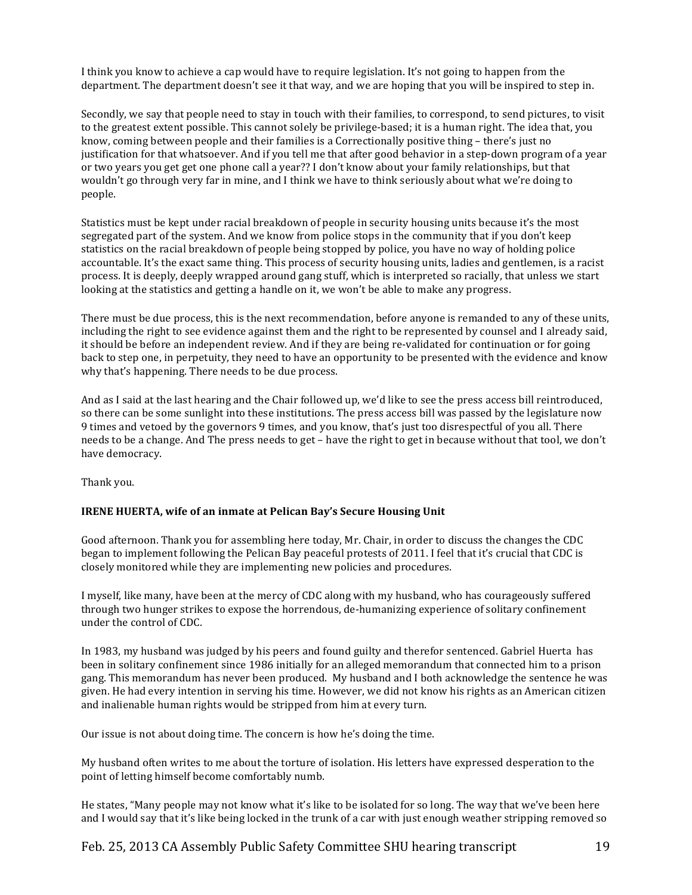I think you know to achieve a cap would have to require legislation. It's not going to happen from the department. The department doesn't see it that way, and we are hoping that you will be inspired to step in.

Secondly, we say that people need to stay in touch with their families, to correspond, to send pictures, to visit to the greatest extent possible. This cannot solely be privilege-based; it is a human right. The idea that, you know, coming between people and their families is a Correctionally positive thing – there's just no justification for that whatsoever. And if you tell me that after good behavior in a step-down program of a year or two years you get get one phone call a year?? I don't know about your family relationships, but that wouldn't go through very far in mine, and I think we have to think seriously about what we're doing to people.

Statistics must be kept under racial breakdown of people in security housing units because it's the most segregated part of the system. And we know from police stops in the community that if you don't keep statistics on the racial breakdown of people being stopped by police, you have no way of holding police accountable. It's the exact same thing. This process of security housing units, ladies and gentlemen, is a racist process. It is deeply, deeply wrapped around gang stuff, which is interpreted so racially, that unless we start looking at the statistics and getting a handle on it, we won't be able to make any progress.

There must be due process, this is the next recommendation, before anyone is remanded to any of these units, including the right to see evidence against them and the right to be represented by counsel and I already said, it should be before an independent review. And if they are being re-validated for continuation or for going back to step one, in perpetuity, they need to have an opportunity to be presented with the evidence and know why that's happening. There needs to be due process.

And as I said at the last hearing and the Chair followed up, we'd like to see the press access bill reintroduced, so there can be some sunlight into these institutions. The press access bill was passed by the legislature now 9 times and vetoed by the governors 9 times, and you know, that's just too disrespectful of you all. There needs to be a change. And The press needs to get – have the right to get in because without that tool, we don't have democracy.

Thank you.

**IRENE HUERTA, wife of an inmate at Pelican Bay's Secure Housing Unit**

Good afternoon. Thank you for assembling here today, Mr. Chair, in order to discuss the changes the CDC began to implement following the Pelican Bay peaceful protests of 2011. I feel that it's crucial that CDC is closely monitored while they are implementing new policies and procedures.

I myself, like many, have been at the mercy of CDC along with my husband, who has courageously suffered through two hunger strikes to expose the horrendous, de-humanizing experience of solitary confinement under the control of CDC.

In 1983, my husband was judged by his peers and found guilty and therefor sentenced. Gabriel Huerta has been in solitary confinement since 1986 initially for an alleged memorandum that connected him to a prison gang. This memorandum has never been produced. My husband and I both acknowledge the sentence he was given. He had every intention in serving his time. However, we did not know his rights as an American citizen and inalienable human rights would be stripped from him at every turn.

Our issue is not about doing time. The concern is how he's doing the time.

My husband often writes to me about the torture of isolation. His letters have expressed desperation to the point of letting himself become comfortably numb.

He states, "Many people may not know what it's like to be isolated for so long. The way that we've been here and I would say that it's like being locked in the trunk of a car with just enough weather stripping removed so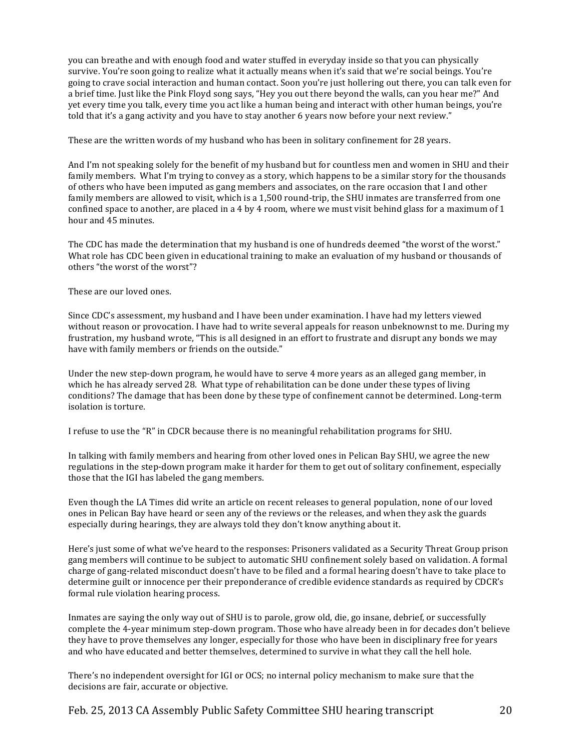you can breathe and with enough food and water stuffed in everyday inside so that you can physically survive. You're soon going to realize what it actually means when it's said that we're social beings. You're going to crave social interaction and human contact. Soon you're just hollering out there, you can talk even for a brief time. Just like the Pink Floyd song says, "Hey you out there beyond the walls, can you hear me?" And yet every time you talk, every time you act like a human being and interact with other human beings, you're told that it's a gang activity and you have to stay another 6 years now before your next review."

These are the written words of my husband who has been in solitary confinement for 28 years.

And I'm not speaking solely for the benefit of my husband but for countless men and women in SHU and their family members. What I'm trying to convey as a story, which happens to be a similar story for the thousands of others who have been imputed as gang members and associates, on the rare occasion that I and other family members are allowed to visit, which is a 1,500 round-trip, the SHU inmates are transferred from one confined space to another, are placed in a 4 by 4 room, where we must visit behind glass for a maximum of 1 hour and 45 minutes.

The CDC has made the determination that my husband is one of hundreds deemed "the worst of the worst." What role has CDC been given in educational training to make an evaluation of my husband or thousands of others "the worst of the worst"?

These are our loved ones.

Since CDC's assessment, my husband and I have been under examination. I have had my letters viewed without reason or provocation. I have had to write several appeals for reason unbeknownst to me. During my frustration, my husband wrote, "This is all designed in an effort to frustrate and disrupt any bonds we may have with family members or friends on the outside."

Under the new step-down program, he would have to serve 4 more years as an alleged gang member, in which he has already served 28. What type of rehabilitation can be done under these types of living conditions? The damage that has been done by these type of confinement cannot be determined. Long-term isolation is torture.

I refuse to use the "R" in CDCR because there is no meaningful rehabilitation programs for SHU.

In talking with family members and hearing from other loved ones in Pelican Bay SHU, we agree the new regulations in the step-down program make it harder for them to get out of solitary confinement, especially those that the IGI has labeled the gang members.

Even though the LA Times did write an article on recent releases to general population, none of our loved ones in Pelican Bay have heard or seen any of the reviews or the releases, and when they ask the guards especially during hearings, they are always told they don't know anything about it.

Here's just some of what we've heard to the responses: Prisoners validated as a Security Threat Group prison gang members will continue to be subject to automatic SHU confinement solely based on validation. A formal charge of gang-related misconduct doesn't have to be filed and a formal hearing doesn't have to take place to determine guilt or innocence per their preponderance of credible evidence standards as required by CDCR's formal rule violation hearing process.

Inmates are saying the only way out of SHU is to parole, grow old, die, go insane, debrief, or successfully complete the 4-year minimum step-down program. Those who have already been in for decades don't believe they have to prove themselves any longer, especially for those who have been in disciplinary free for years and who have educated and better themselves, determined to survive in what they call the hell hole.

There's no independent oversight for IGI or OCS; no internal policy mechanism to make sure that the decisions are fair, accurate or objective.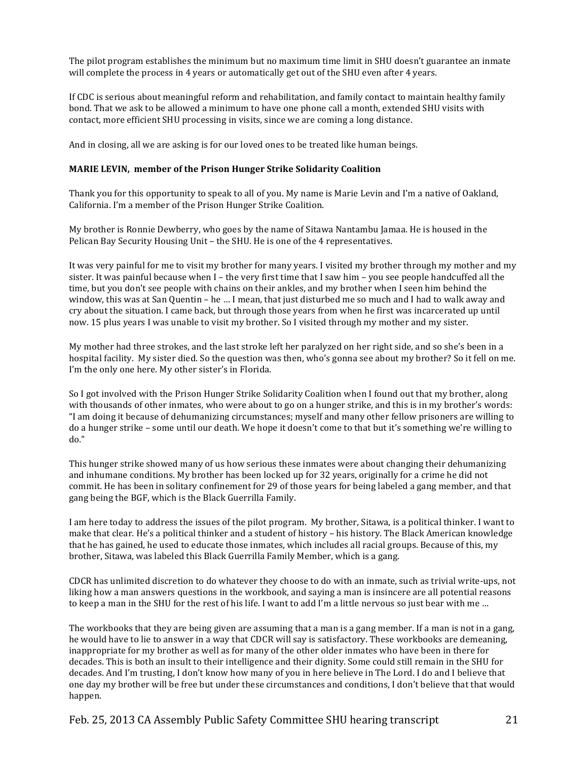The pilot program establishes the minimum but no maximum time limit in SHU doesn't guarantee an inmate will complete the process in 4 years or automatically get out of the SHU even after 4 years.

If CDC is serious about meaningful reform and rehabilitation, and family contact to maintain healthy family bond. That we ask to be allowed a minimum to have one phone call a month, extended SHU visits with contact, more efficient SHU processing in visits, since we are coming a long distance.

And in closing, all we are asking is for our loved ones to be treated like human beings.

**MARIE LEVIN, member of the Prison Hunger Strike Solidarity Coalition**

Thank you for this opportunity to speak to all of you. My name is Marie Levin and I'm a native of Oakland, California. I'm a member of the Prison Hunger Strike Coalition.

My brother is Ronnie Dewberry, who goes by the name of Sitawa Nantambu Jamaa. He is housed in the Pelican Bay Security Housing Unit – the SHU. He is one of the 4 representatives.

It was very painful for me to visit my brother for many years. I visited my brother through my mother and my sister. It was painful because when I – the very first time that I saw him – you see people handcuffed all the time, but you don't see people with chains on their ankles, and my brother when I seen him behind the window, this was at San Quentin – he … I mean, that just disturbed me so much and I had to walk away and cry about the situation. I came back, but through those years from when he first was incarcerated up until now. 15 plus years I was unable to visit my brother. So I visited through my mother and my sister.

My mother had three strokes, and the last stroke left her paralyzed on her right side, and so she's been in a hospital facility. My sister died. So the question was then, who's gonna see about my brother? So it fell on me. I'm the only one here. My other sister's in Florida.

So I got involved with the Prison Hunger Strike Solidarity Coalition when I found out that my brother, along with thousands of other inmates, who were about to go on a hunger strike, and this is in my brother's words: "I am doing it because of dehumanizing circumstances; myself and many other fellow prisoners are willing to do a hunger strike – some until our death. We hope it doesn't come to that but it's something we're willing to do."

This hunger strike showed many of us how serious these inmates were about changing their dehumanizing and inhumane conditions. My brother has been locked up for 32 years, originally for a crime he did not commit. He has been in solitary confinement for 29 of those years for being labeled a gang member, and that gang being the BGF, which is the Black Guerrilla Family.

I am here today to address the issues of the pilot program. My brother, Sitawa, is a political thinker. I want to make that clear. He's a political thinker and a student of history – his history. The Black American knowledge that he has gained, he used to educate those inmates, which includes all racial groups. Because of this, my brother, Sitawa, was labeled this Black Guerrilla Family Member, which is a gang.

CDCR has unlimited discretion to do whatever they choose to do with an inmate, such as trivial write-ups, not liking how a man answers questions in the workbook, and saying a man is insincere are all potential reasons to keep a man in the SHU for the rest of his life. I want to add I'm a little nervous so just bear with me …

The workbooks that they are being given are assuming that a man is a gang member. If a man is not in a gang, he would have to lie to answer in a way that CDCR will say is satisfactory. These workbooks are demeaning, inappropriate for my brother as well as for many of the other older inmates who have been in there for decades. This is both an insult to their intelligence and their dignity. Some could still remain in the SHU for decades. And I'm trusting, I don't know how many of you in here believe in The Lord. I do and I believe that one day my brother will be free but under these circumstances and conditions, I don't believe that that would happen.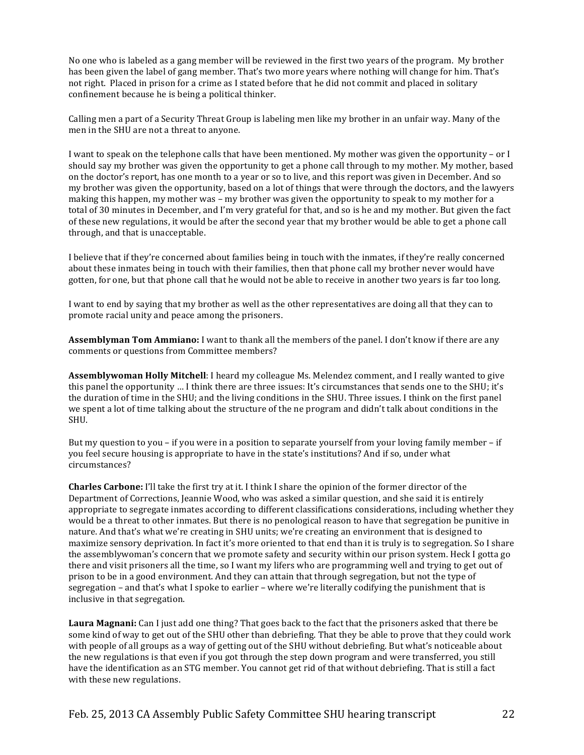No one who is labeled as a gang member will be reviewed in the first two years of the program. My brother has been given the label of gang member. That's two more years where nothing will change for him. That's not right. Placed in prison for a crime as I stated before that he did not commit and placed in solitary confinement because he is being a political thinker.

Calling men a part of a Security Threat Group is labeling men like my brother in an unfair way. Many of the men in the SHU are not a threat to anyone.

I want to speak on the telephone calls that have been mentioned. My mother was given the opportunity – or I should say my brother was given the opportunity to get a phone call through to my mother. My mother, based on the doctor's report, has one month to a year or so to live, and this report was given in December. And so my brother was given the opportunity, based on a lot of things that were through the doctors, and the lawyers making this happen, my mother was – my brother was given the opportunity to speak to my mother for a total of 30 minutes in December, and I'm very grateful for that, and so is he and my mother. But given the fact of these new regulations, it would be after the second year that my brother would be able to get a phone call through, and that is unacceptable.

I believe that if they're concerned about families being in touch with the inmates, if they're really concerned about these inmates being in touch with their families, then that phone call my brother never would have gotten, for one, but that phone call that he would not be able to receive in another two years is far too long.

I want to end by saying that my brother as well as the other representatives are doing all that they can to promote racial unity and peace among the prisoners.

**Assemblyman Tom Ammiano:** I want to thank all the members of the panel. I don't know if there are any comments or questions from Committee members?

**Assemblywoman Holly Mitchell**: I heard my colleague Ms. Melendez comment, and I really wanted to give this panel the opportunity … I think there are three issues: It's circumstances that sends one to the SHU; it's the duration of time in the SHU; and the living conditions in the SHU. Three issues. I think on the first panel we spent a lot of time talking about the structure of the ne program and didn't talk about conditions in the SHU.

But my question to you – if you were in a position to separate yourself from your loving family member – if you feel secure housing is appropriate to have in the state's institutions? And if so, under what circumstances?

**Charles Carbone:** I'll take the first try at it. I think I share the opinion of the former director of the Department of Corrections, Jeannie Wood, who was asked a similar question, and she said it is entirely appropriate to segregate inmates according to different classifications considerations, including whether they would be a threat to other inmates. But there is no penological reason to have that segregation be punitive in nature. And that's what we're creating in SHU units; we're creating an environment that is designed to maximize sensory deprivation. In fact it's more oriented to that end than it is truly is to segregation. So I share the assemblywoman's concern that we promote safety and security within our prison system. Heck I gotta go there and visit prisoners all the time, so I want my lifers who are programming well and trying to get out of prison to be in a good environment. And they can attain that through segregation, but not the type of segregation – and that's what I spoke to earlier – where we're literally codifying the punishment that is inclusive in that segregation.

**Laura Magnani:** Can I just add one thing? That goes back to the fact that the prisoners asked that there be some kind of way to get out of the SHU other than debriefing. That they be able to prove that they could work with people of all groups as a way of getting out of the SHU without debriefing. But what's noticeable about the new regulations is that even if you got through the step down program and were transferred, you still have the identification as an STG member. You cannot get rid of that without debriefing. That is still a fact with these new regulations.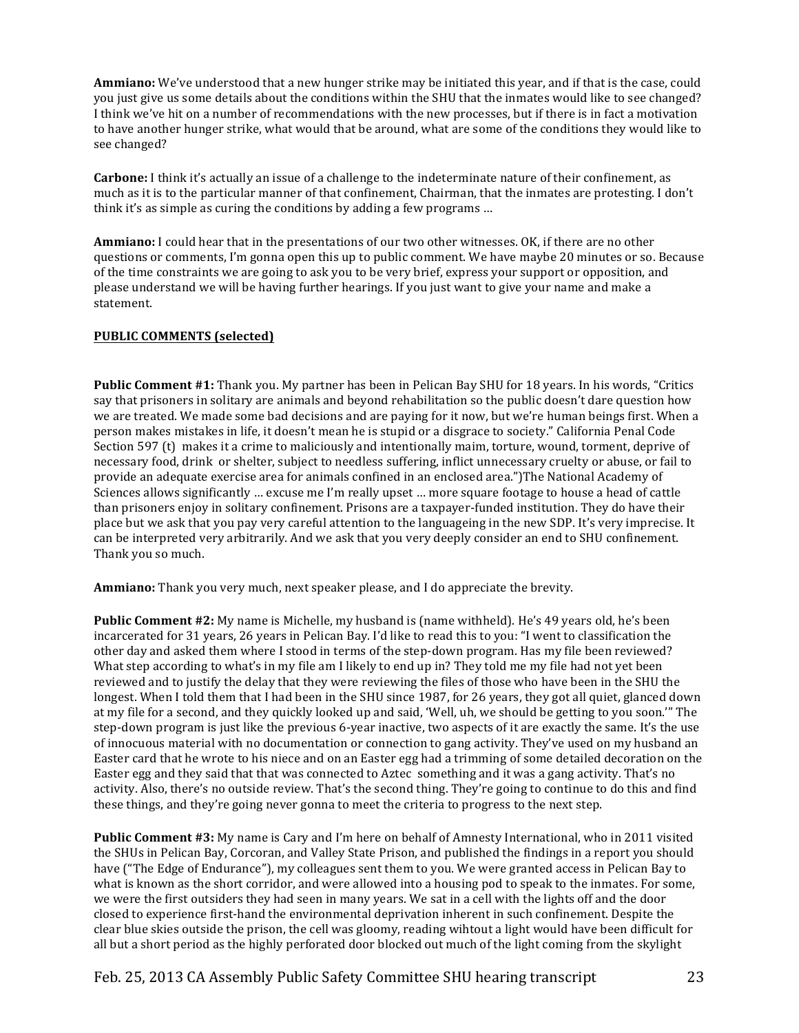**Ammiano:** We've understood that a new hunger strike may be initiated this year, and if that is the case, could you just give us some details about the conditions within the SHU that the inmates would like to see changed? I think we've hit on a number of recommendations with the new processes, but if there is in fact a motivation to have another hunger strike, what would that be around, what are some of the conditions they would like to see changed?

**Carbone:** I think it's actually an issue of a challenge to the indeterminate nature of their confinement, as much as it is to the particular manner of that confinement, Chairman, that the inmates are protesting. I don't think it's as simple as curing the conditions by adding a few programs …

**Ammiano:** I could hear that in the presentations of our two other witnesses. OK, if there are no other questions or comments, I'm gonna open this up to public comment. We have maybe 20 minutes or so. Because of the time constraints we are going to ask you to be very brief, express your support or opposition, and please understand we will be having further hearings. If you just want to give your name and make a statement.

**PUBLIC COMMENTS (selected)**

**Public Comment #1:** Thank you. My partner has been in Pelican Bay SHU for 18 years. In his words, "Critics say that prisoners in solitary are animals and beyond rehabilitation so the public doesn't dare question how we are treated. We made some bad decisions and are paying for it now, but we're human beings first. When a person makes mistakes in life, it doesn't mean he is stupid or a disgrace to society." California Penal Code Section 597 (t) makes it a crime to maliciously and intentionally maim, torture, wound, torment, deprive of necessary food, drink or shelter, subject to needless suffering, inflict unnecessary cruelty or abuse, or fail to provide an adequate exercise area for animals confined in an enclosed area.")The National Academy of Sciences allows significantly … excuse me I'm really upset … more square footage to house a head of cattle than prisoners enjoy in solitary confinement. Prisons are a taxpayer-funded institution. They do have their place but we ask that you pay very careful attention to the languageing in the new SDP. It's very imprecise. It can be interpreted very arbitrarily. And we ask that you very deeply consider an end to SHU confinement. Thank you so much.

**Ammiano:** Thank you very much, next speaker please, and I do appreciate the brevity.

**Public Comment #2:** My name is Michelle, my husband is (name withheld). He's 49 years old, he's been incarcerated for 31 years, 26 years in Pelican Bay. I'd like to read this to you: "I went to classification the other day and asked them where I stood in terms of the step-down program. Has my file been reviewed? What step according to what's in my file am I likely to end up in? They told me my file had not yet been reviewed and to justify the delay that they were reviewing the files of those who have been in the SHU the longest. When I told them that I had been in the SHU since 1987, for 26 years, they got all quiet, glanced down at my file for a second, and they quickly looked up and said, 'Well, uh, we should be getting to you soon.'" The step-down program is just like the previous 6-year inactive, two aspects of it are exactly the same. It's the use of innocuous material with no documentation or connection to gang activity. They've used on my husband an Easter card that he wrote to his niece and on an Easter egg had a trimming of some detailed decoration on the Easter egg and they said that that was connected to Aztec something and it was a gang activity. That's no activity. Also, there's no outside review. That's the second thing. They're going to continue to do this and find these things, and they're going never gonna to meet the criteria to progress to the next step.

**Public Comment #3:** My name is Cary and I'm here on behalf of Amnesty International, who in 2011 visited the SHUs in Pelican Bay, Corcoran, and Valley State Prison, and published the findings in a report you should have ("The Edge of Endurance"), my colleagues sent them to you. We were granted access in Pelican Bay to what is known as the short corridor, and were allowed into a housing pod to speak to the inmates. For some, we were the first outsiders they had seen in many years. We sat in a cell with the lights off and the door closed to experience first-hand the environmental deprivation inherent in such confinement. Despite the clear blue skies outside the prison, the cell was gloomy, reading wihtout a light would have been difficult for all but a short period as the highly perforated door blocked out much of the light coming from the skylight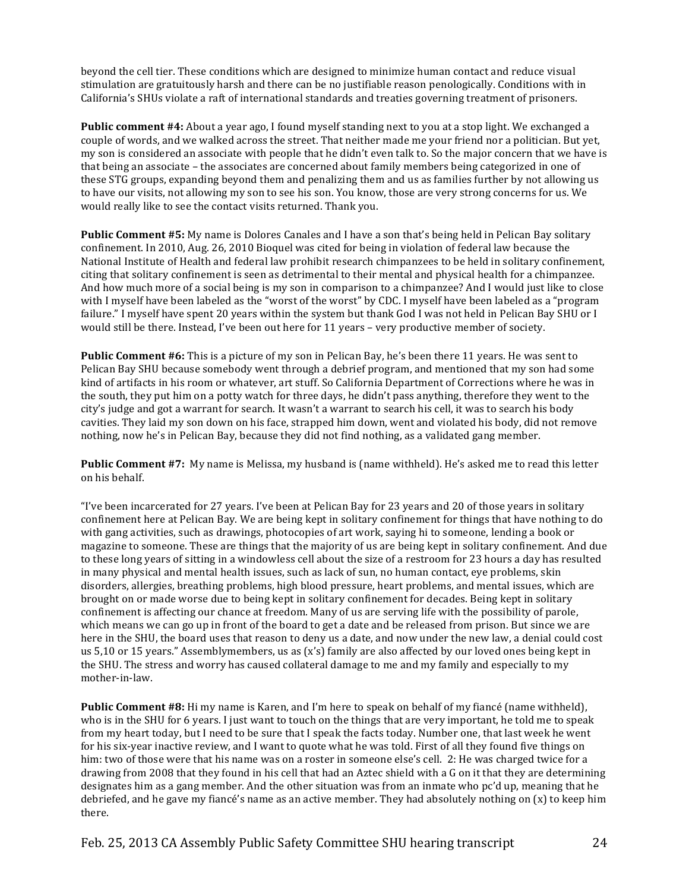beyond the cell tier. These conditions which are designed to minimize human contact and reduce visual stimulation are gratuitously harsh and there can be no justifiable reason penologically. Conditions with in California's SHUs violate a raft of international standards and treaties governing treatment of prisoners.

**Public comment #4:** About a year ago, I found myself standing next to you at a stop light. We exchanged a couple of words, and we walked across the street. That neither made me your friend nor a politician. But yet, my son is considered an associate with people that he didn't even talk to. So the major concern that we have is that being an associate – the associates are concerned about family members being categorized in one of these STG groups, expanding beyond them and penalizing them and us as families further by not allowing us to have our visits, not allowing my son to see his son. You know, those are very strong concerns for us. We would really like to see the contact visits returned. Thank you.

**Public Comment #5:** My name is Dolores Canales and I have a son that's being held in Pelican Bay solitary confinement. In 2010, Aug. 26, 2010 Bioquel was cited for being in violation of federal law because the National Institute of Health and federal law prohibit research chimpanzees to be held in solitary confinement, citing that solitary confinement is seen as detrimental to their mental and physical health for a chimpanzee. And how much more of a social being is my son in comparison to a chimpanzee? And I would just like to close with I myself have been labeled as the "worst of the worst" by CDC. I myself have been labeled as a "program failure." I myself have spent 20 years within the system but thank God I was not held in Pelican Bay SHU or I would still be there. Instead, I've been out here for 11 years – very productive member of society.

**Public Comment #6:** This is a picture of my son in Pelican Bay, he's been there 11 years. He was sent to Pelican Bay SHU because somebody went through a debrief program, and mentioned that my son had some kind of artifacts in his room or whatever, art stuff. So California Department of Corrections where he was in the south, they put him on a potty watch for three days, he didn't pass anything, therefore they went to the city's judge and got a warrant for search. It wasn't a warrant to search his cell, it was to search his body cavities. They laid my son down on his face, strapped him down, went and violated his body, did not remove nothing, now he's in Pelican Bay, because they did not find nothing, as a validated gang member.

**Public Comment #7:** My name is Melissa, my husband is (name withheld). He's asked me to read this letter on his behalf.

"I've been incarcerated for 27 years. I've been at Pelican Bay for 23 years and 20 of those years in solitary confinement here at Pelican Bay. We are being kept in solitary confinement for things that have nothing to do with gang activities, such as drawings, photocopies of art work, saying hi to someone, lending a book or magazine to someone. These are things that the majority of us are being kept in solitary confinement. And due to these long years of sitting in a windowless cell about the size of a restroom for 23 hours a day has resulted in many physical and mental health issues, such as lack of sun, no human contact, eye problems, skin disorders, allergies, breathing problems, high blood pressure, heart problems, and mental issues, which are brought on or made worse due to being kept in solitary confinement for decades. Being kept in solitary confinement is affecting our chance at freedom. Many of us are serving life with the possibility of parole, which means we can go up in front of the board to get a date and be released from prison. But since we are here in the SHU, the board uses that reason to deny us a date, and now under the new law, a denial could cost us 5,10 or 15 years." Assemblymembers, us as (x's) family are also affected by our loved ones being kept in the SHU. The stress and worry has caused collateral damage to me and my family and especially to my mother-in-law.

**Public Comment #8:** Hi my name is Karen, and I'm here to speak on behalf of my fiancé (name withheld), who is in the SHU for 6 years. I just want to touch on the things that are very important, he told me to speak from my heart today, but I need to be sure that I speak the facts today. Number one, that last week he went for his six-year inactive review, and I want to quote what he was told. First of all they found five things on him: two of those were that his name was on a roster in someone else's cell. 2: He was charged twice for a drawing from 2008 that they found in his cell that had an Aztec shield with a G on it that they are determining designates him as a gang member. And the other situation was from an inmate who pc'd up, meaning that he debriefed, and he gave my fiancé's name as an active member. They had absolutely nothing on (x) to keep him there.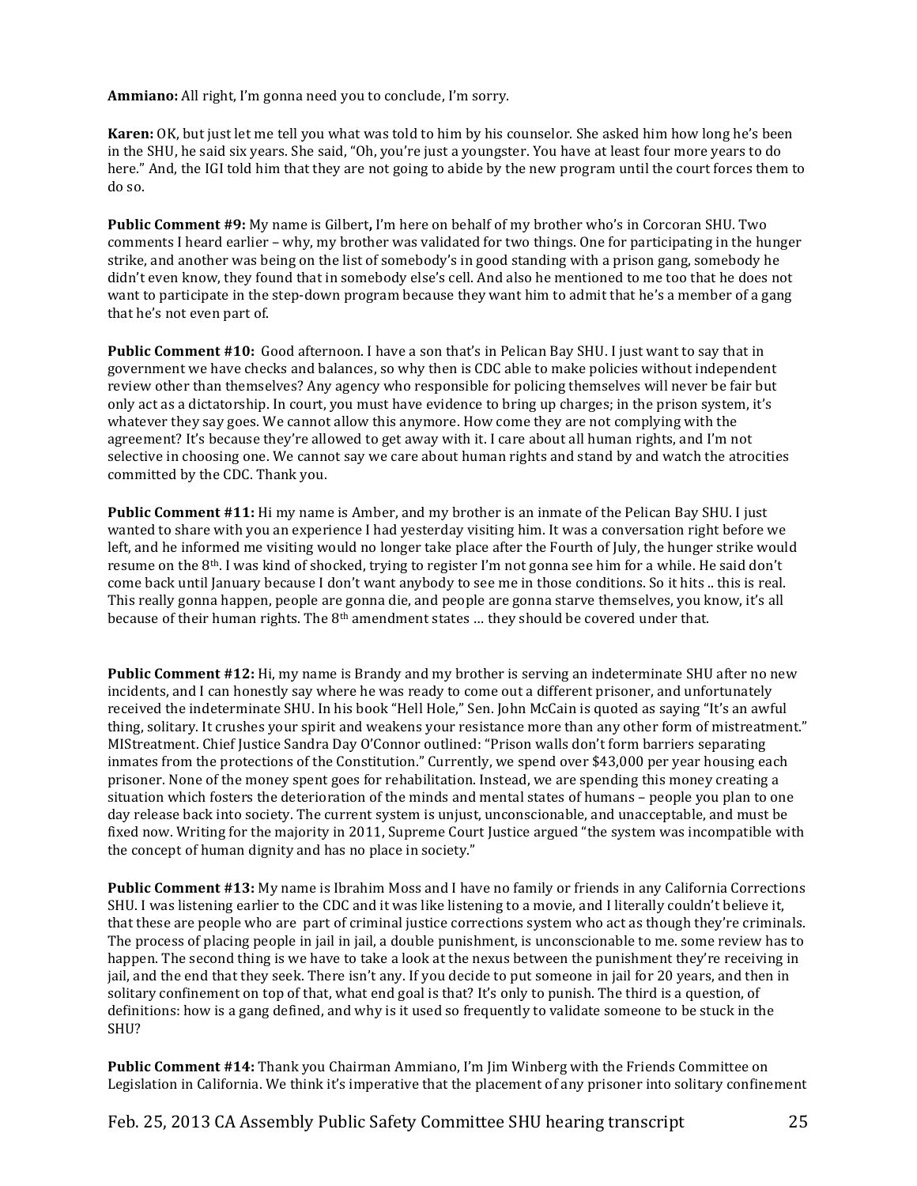**Ammiano:** All right, I'm gonna need you to conclude, I'm sorry.

**Karen:** OK, but just let me tell you what was told to him by his counselor. She asked him how long he's been in the SHU, he said six years. She said, "Oh, you're just a youngster. You have at least four more years to do here." And, the IGI told him that they are not going to abide by the new program until the court forces them to do so.

**Public Comment #9:** My name is Gilbert**,** I'm here on behalf of my brother who's in Corcoran SHU. Two comments I heard earlier – why, my brother was validated for two things. One for participating in the hunger strike, and another was being on the list of somebody's in good standing with a prison gang, somebody he didn't even know, they found that in somebody else's cell. And also he mentioned to me too that he does not want to participate in the step-down program because they want him to admit that he's a member of a gang that he's not even part of.

**Public Comment #10:** Good afternoon. I have a son that's in Pelican Bay SHU. I just want to say that in government we have checks and balances, so why then is CDC able to make policies without independent review other than themselves? Any agency who responsible for policing themselves will never be fair but only act as a dictatorship. In court, you must have evidence to bring up charges; in the prison system, it's whatever they say goes. We cannot allow this anymore. How come they are not complying with the agreement? It's because they're allowed to get away with it. I care about all human rights, and I'm not selective in choosing one. We cannot say we care about human rights and stand by and watch the atrocities committed by the CDC. Thank you.

**Public Comment #11:** Hi my name is Amber, and my brother is an inmate of the Pelican Bay SHU. I just wanted to share with you an experience I had yesterday visiting him. It was a conversation right before we left, and he informed me visiting would no longer take place after the Fourth of July, the hunger strike would resume on the 8th. I was kind of shocked, trying to register I'm not gonna see him for a while. He said don't come back until January because I don't want anybody to see me in those conditions. So it hits .. this is real. This really gonna happen, people are gonna die, and people are gonna starve themselves, you know, it's all because of their human rights. The 8th amendment states … they should be covered under that.

**Public Comment #12:** Hi, my name is Brandy and my brother is serving an indeterminate SHU after no new incidents, and I can honestly say where he was ready to come out a different prisoner, and unfortunately received the indeterminate SHU. In his book "Hell Hole," Sen. John McCain is quoted as saying "It's an awful thing, solitary. It crushes your spirit and weakens your resistance more than any other form of mistreatment." MIStreatment. Chief Justice Sandra Day O'Connor outlined: "Prison walls don't form barriers separating inmates from the protections of the Constitution." Currently, we spend over $43,000 per year housing each prisoner. None of the money spent goes for rehabilitation. Instead, we are spending this money creating a situation which fosters the deterioration of the minds and mental states of humans – people you plan to one day release back into society. The current system is unjust, unconscionable, and unacceptable, and must be fixed now. Writing for the majority in 2011, Supreme Court Justice argued "the system was incompatible with the concept of human dignity and has no place in society."

**Public Comment #13:** My name is Ibrahim Moss and I have no family or friends in any California Corrections SHU. I was listening earlier to the CDC and it was like listening to a movie, and I literally couldn't believe it, that these are people who are part of criminal justice corrections system who act as though they're criminals. The process of placing people in jail in jail, a double punishment, is unconscionable to me. some review has to happen. The second thing is we have to take a look at the nexus between the punishment they're receiving in jail, and the end that they seek. There isn't any. If you decide to put someone in jail for 20 years, and then in solitary confinement on top of that, what end goal is that? It's only to punish. The third is a question, of definitions: how is a gang defined, and why is it used so frequently to validate someone to be stuck in the SHU?

**Public Comment #14:** Thank you Chairman Ammiano, I'm Jim Winberg with the Friends Committee on Legislation in California. We think it's imperative that the placement of any prisoner into solitary confinement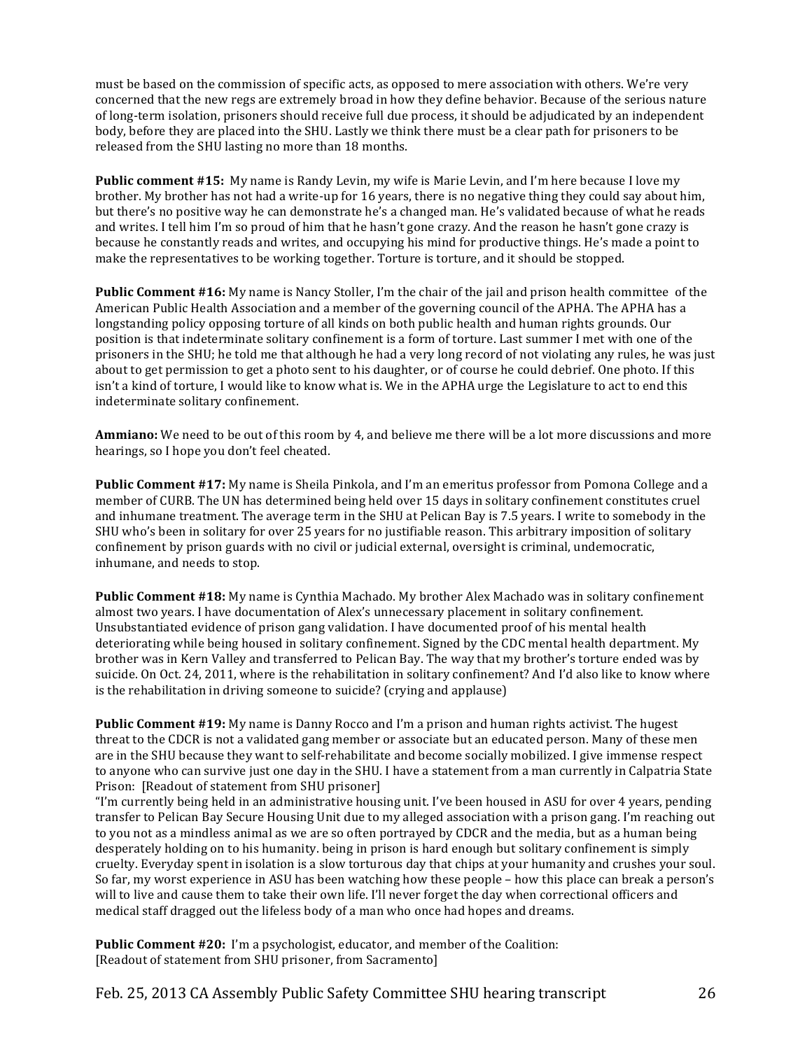must be based on the commission of specific acts, as opposed to mere association with others. We're very concerned that the new regs are extremely broad in how they define behavior. Because of the serious nature of long-term isolation, prisoners should receive full due process, it should be adjudicated by an independent body, before they are placed into the SHU. Lastly we think there must be a clear path for prisoners to be released from the SHU lasting no more than 18 months.

**Public comment #15:** My name is Randy Levin, my wife is Marie Levin, and I'm here because I love my brother. My brother has not had a write-up for 16 years, there is no negative thing they could say about him, but there's no positive way he can demonstrate he's a changed man. He's validated because of what he reads and writes. I tell him I'm so proud of him that he hasn't gone crazy. And the reason he hasn't gone crazy is because he constantly reads and writes, and occupying his mind for productive things. He's made a point to make the representatives to be working together. Torture is torture, and it should be stopped.

**Public Comment #16:** My name is Nancy Stoller, I'm the chair of the jail and prison health committee of the American Public Health Association and a member of the governing council of the APHA. The APHA has a longstanding policy opposing torture of all kinds on both public health and human rights grounds. Our position is that indeterminate solitary confinement is a form of torture. Last summer I met with one of the prisoners in the SHU; he told me that although he had a very long record of not violating any rules, he was just about to get permission to get a photo sent to his daughter, or of course he could debrief. One photo. If this isn't a kind of torture, I would like to know what is. We in the APHA urge the Legislature to act to end this indeterminate solitary confinement.

**Ammiano:** We need to be out of this room by 4, and believe me there will be a lot more discussions and more hearings, so I hope you don't feel cheated.

**Public Comment #17:** My name is Sheila Pinkola, and I'm an emeritus professor from Pomona College and a member of CURB. The UN has determined being held over 15 days in solitary confinement constitutes cruel and inhumane treatment. The average term in the SHU at Pelican Bay is 7.5 years. I write to somebody in the SHU who's been in solitary for over 25 years for no justifiable reason. This arbitrary imposition of solitary confinement by prison guards with no civil or judicial external, oversight is criminal, undemocratic, inhumane, and needs to stop.

**Public Comment #18:** My name is Cynthia Machado. My brother Alex Machado was in solitary confinement almost two years. I have documentation of Alex's unnecessary placement in solitary confinement. Unsubstantiated evidence of prison gang validation. I have documented proof of his mental health deteriorating while being housed in solitary confinement. Signed by the CDC mental health department. My brother was in Kern Valley and transferred to Pelican Bay. The way that my brother's torture ended was by suicide. On Oct. 24, 2011, where is the rehabilitation in solitary confinement? And I'd also like to know where is the rehabilitation in driving someone to suicide? (crying and applause)

**Public Comment #19:** My name is Danny Rocco and I'm a prison and human rights activist. The hugest threat to the CDCR is not a validated gang member or associate but an educated person. Many of these men are in the SHU because they want to self-rehabilitate and become socially mobilized. I give immense respect to anyone who can survive just one day in the SHU. I have a statement from a man currently in Calpatria State Prison: [Readout of statement from SHU prisoner]

"I'm currently being held in an administrative housing unit. I've been housed in ASU for over 4 years, pending transfer to Pelican Bay Secure Housing Unit due to my alleged association with a prison gang. I'm reaching out to you not as a mindless animal as we are so often portrayed by CDCR and the media, but as a human being desperately holding on to his humanity. being in prison is hard enough but solitary confinement is simply cruelty. Everyday spent in isolation is a slow torturous day that chips at your humanity and crushes your soul. So far, my worst experience in ASU has been watching how these people – how this place can break a person's will to live and cause them to take their own life. I'll never forget the day when correctional officers and medical staff dragged out the lifeless body of a man who once had hopes and dreams.

**Public Comment #20:** I'm a psychologist, educator, and member of the Coalition:
[Readout of statement from SHU prisoner, from Sacramento]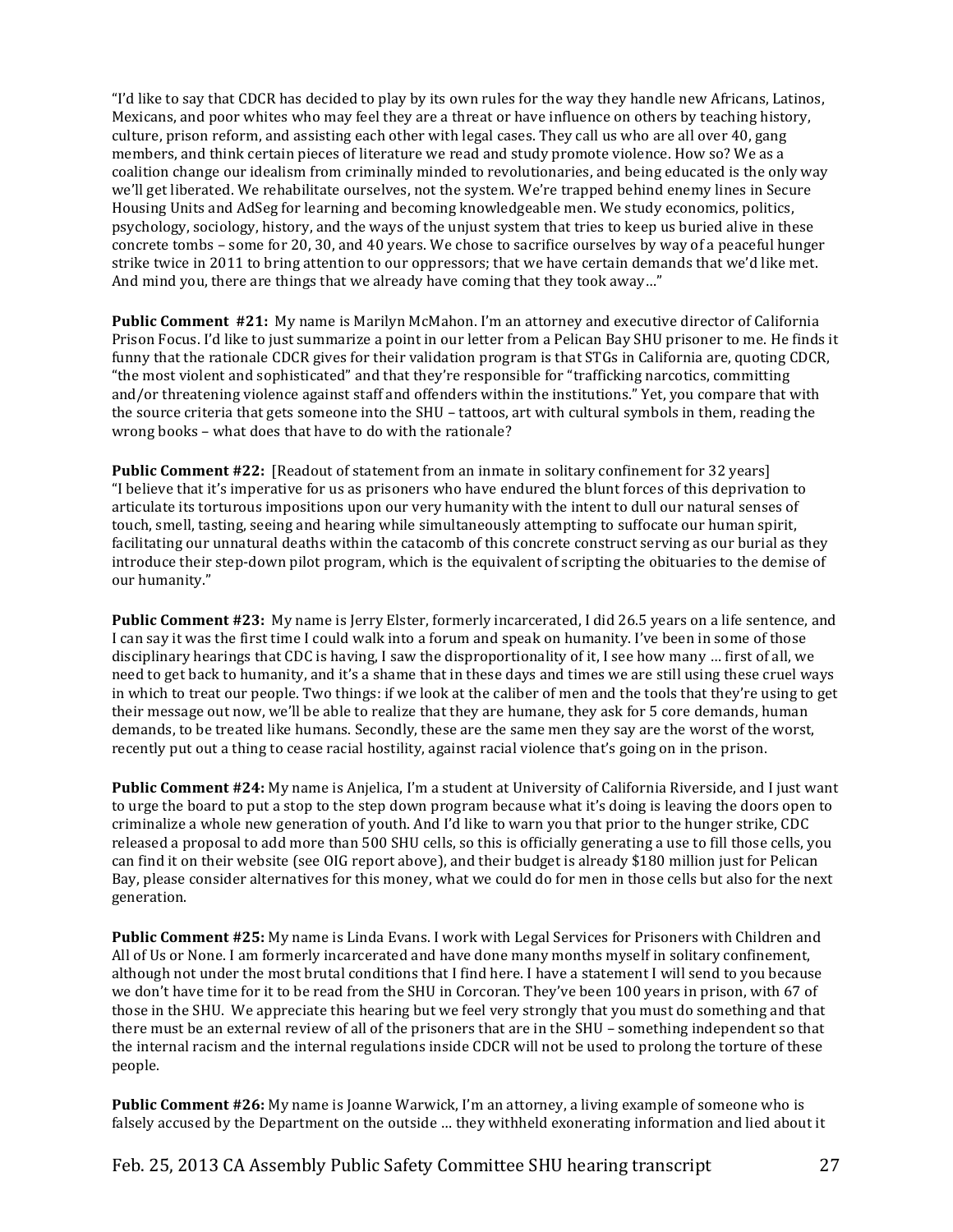"I'd like to say that CDCR has decided to play by its own rules for the way they handle new Africans, Latinos, Mexicans, and poor whites who may feel they are a threat or have influence on others by teaching history, culture, prison reform, and assisting each other with legal cases. They call us who are all over 40, gang members, and think certain pieces of literature we read and study promote violence. How so? We as a coalition change our idealism from criminally minded to revolutionaries, and being educated is the only way we'll get liberated. We rehabilitate ourselves, not the system. We're trapped behind enemy lines in Secure Housing Units and AdSeg for learning and becoming knowledgeable men. We study economics, politics, psychology, sociology, history, and the ways of the unjust system that tries to keep us buried alive in these concrete tombs – some for 20, 30, and 40 years. We chose to sacrifice ourselves by way of a peaceful hunger strike twice in 2011 to bring attention to our oppressors; that we have certain demands that we'd like met. And mind you, there are things that we already have coming that they took away…"

**Public Comment #21:** My name is Marilyn McMahon. I'm an attorney and executive director of California Prison Focus. I'd like to just summarize a point in our letter from a Pelican Bay SHU prisoner to me. He finds it funny that the rationale CDCR gives for their validation program is that STGs in California are, quoting CDCR, "the most violent and sophisticated" and that they're responsible for "trafficking narcotics, committing and/or threatening violence against staff and offenders within the institutions." Yet, you compare that with the source criteria that gets someone into the SHU – tattoos, art with cultural symbols in them, reading the wrong books – what does that have to do with the rationale?

**Public Comment #22:** [Readout of statement from an inmate in solitary confinement for 32 years] "I believe that it's imperative for us as prisoners who have endured the blunt forces of this deprivation to articulate its torturous impositions upon our very humanity with the intent to dull our natural senses of touch, smell, tasting, seeing and hearing while simultaneously attempting to suffocate our human spirit, facilitating our unnatural deaths within the catacomb of this concrete construct serving as our burial as they introduce their step-down pilot program, which is the equivalent of scripting the obituaries to the demise of our humanity."

**Public Comment #23:** My name is Jerry Elster, formerly incarcerated, I did 26.5 years on a life sentence, and I can say it was the first time I could walk into a forum and speak on humanity. I've been in some of those disciplinary hearings that CDC is having, I saw the disproportionality of it, I see how many … first of all, we need to get back to humanity, and it's a shame that in these days and times we are still using these cruel ways in which to treat our people. Two things: if we look at the caliber of men and the tools that they're using to get their message out now, we'll be able to realize that they are humane, they ask for 5 core demands, human demands, to be treated like humans. Secondly, these are the same men they say are the worst of the worst, recently put out a thing to cease racial hostility, against racial violence that's going on in the prison.

**Public Comment #24:** My name is Anjelica, I'm a student at University of California Riverside, and I just want to urge the board to put a stop to the step down program because what it's doing is leaving the doors open to criminalize a whole new generation of youth. And I'd like to warn you that prior to the hunger strike, CDC released a proposal to add more than 500 SHU cells, so this is officially generating a use to fill those cells, you can find it on their website (see OIG report above), and their budget is already $180 million just for Pelican Bay, please consider alternatives for this money, what we could do for men in those cells but also for the next generation.

**Public Comment #25:** My name is Linda Evans. I work with Legal Services for Prisoners with Children and All of Us or None. I am formerly incarcerated and have done many months myself in solitary confinement, although not under the most brutal conditions that I find here. I have a statement I will send to you because we don't have time for it to be read from the SHU in Corcoran. They've been 100 years in prison, with 67 of those in the SHU. We appreciate this hearing but we feel very strongly that you must do something and that there must be an external review of all of the prisoners that are in the SHU – something independent so that the internal racism and the internal regulations inside CDCR will not be used to prolong the torture of these people.

**Public Comment #26:** My name is Joanne Warwick, I'm an attorney, a living example of someone who is falsely accused by the Department on the outside … they withheld exonerating information and lied about it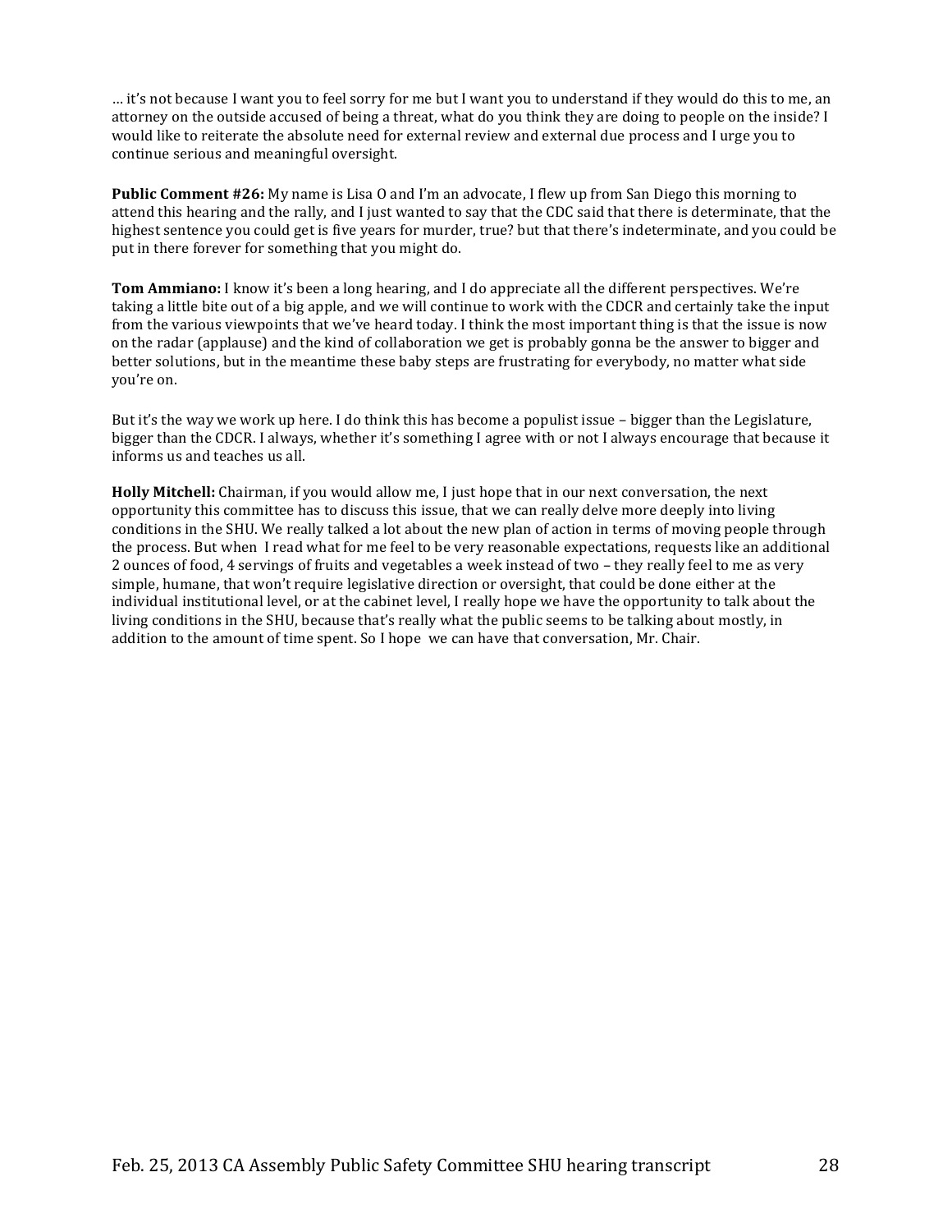… it's not because I want you to feel sorry for me but I want you to understand if they would do this to me, an attorney on the outside accused of being a threat, what do you think they are doing to people on the inside? I would like to reiterate the absolute need for external review and external due process and I urge you to continue serious and meaningful oversight.

**Public Comment #26:** My name is Lisa O and I'm an advocate, I flew up from San Diego this morning to attend this hearing and the rally, and I just wanted to say that the CDC said that there is determinate, that the highest sentence you could get is five years for murder, true? but that there's indeterminate, and you could be put in there forever for something that you might do.

**Tom Ammiano:** I know it's been a long hearing, and I do appreciate all the different perspectives. We're taking a little bite out of a big apple, and we will continue to work with the CDCR and certainly take the input from the various viewpoints that we've heard today. I think the most important thing is that the issue is now on the radar (applause) and the kind of collaboration we get is probably gonna be the answer to bigger and better solutions, but in the meantime these baby steps are frustrating for everybody, no matter what side you're on.

But it's the way we work up here. I do think this has become a populist issue – bigger than the Legislature, bigger than the CDCR. I always, whether it's something I agree with or not I always encourage that because it informs us and teaches us all.

**Holly Mitchell:** Chairman, if you would allow me, I just hope that in our next conversation, the next opportunity this committee has to discuss this issue, that we can really delve more deeply into living conditions in the SHU. We really talked a lot about the new plan of action in terms of moving people through the process. But when I read what for me feel to be very reasonable expectations, requests like an additional 2 ounces of food, 4 servings of fruits and vegetables a week instead of two – they really feel to me as very simple, humane, that won't require legislative direction or oversight, that could be done either at the individual institutional level, or at the cabinet level, I really hope we have the opportunity to talk about the living conditions in the SHU, because that's really what the public seems to be talking about mostly, in addition to the amount of time spent. So I hope we can have that conversation, Mr. Chair.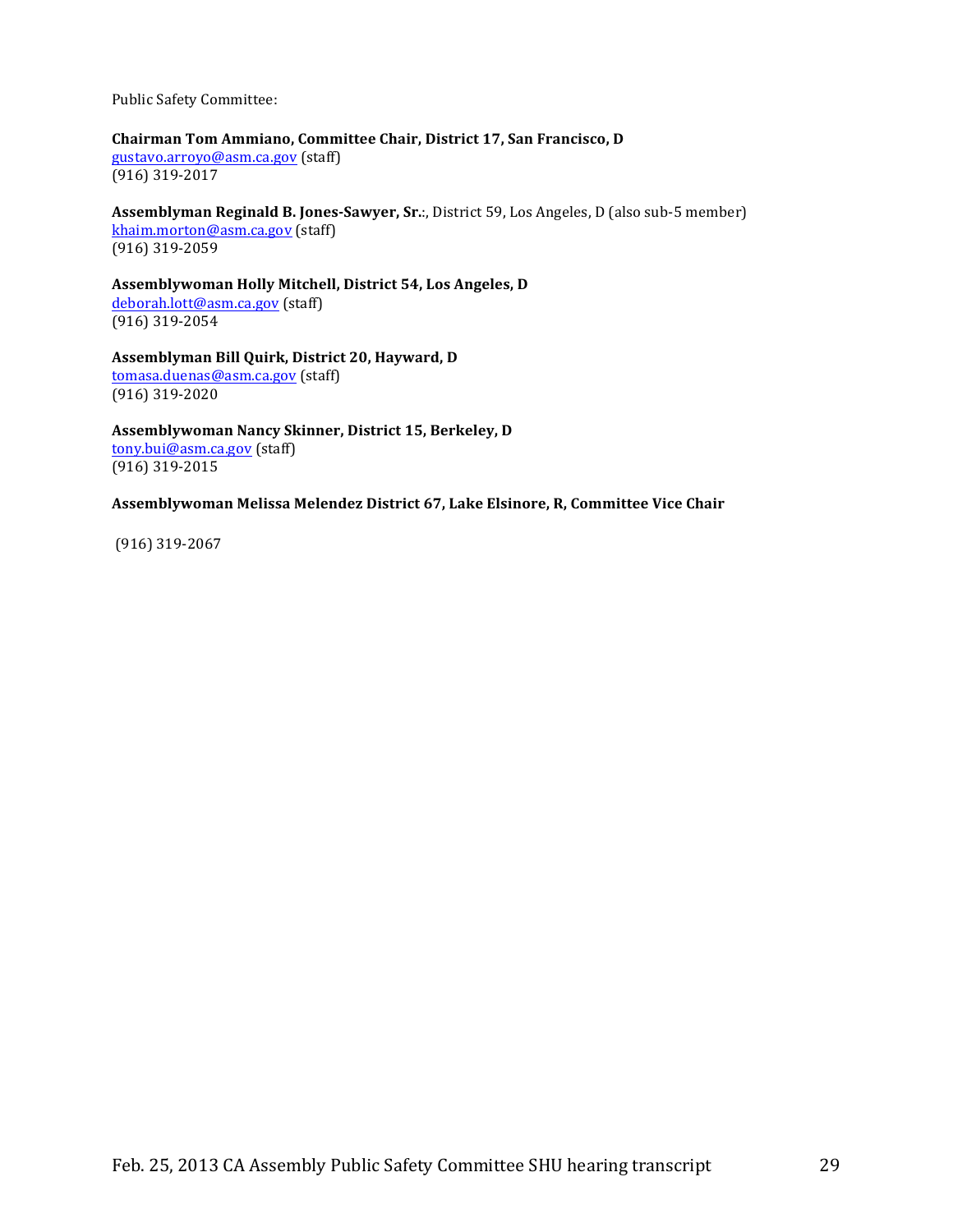Public Safety Committee:

**Chairman Tom Ammiano, Committee Chair, District 17, San Francisco, D**
gustavo.arroyo@asm.ca.gov (staff)
(916) 319-2017

**Assemblyman Reginald B. Jones-Sawyer, Sr.**:, District 59, Los Angeles, D (also sub-5 member)
khaim.morton@asm.ca.gov (staff)
(916) 319-2059

**Assemblywoman Holly Mitchell, District 54, Los Angeles, D**
deborah.lott@asm.ca.gov (staff)
(916) 319-2054

**Assemblyman Bill Quirk, District 20, Hayward, D**
tomasa.duenas@asm.ca.gov (staff)
(916) 319-2020

**Assemblywoman Nancy Skinner, District 15, Berkeley, D**
tony.bui@asm.ca.gov (staff)
(916) 319-2015

**Assemblywoman Melissa Melendez District 67, Lake Elsinore, R, Committee Vice Chair**

(916) 319-2067